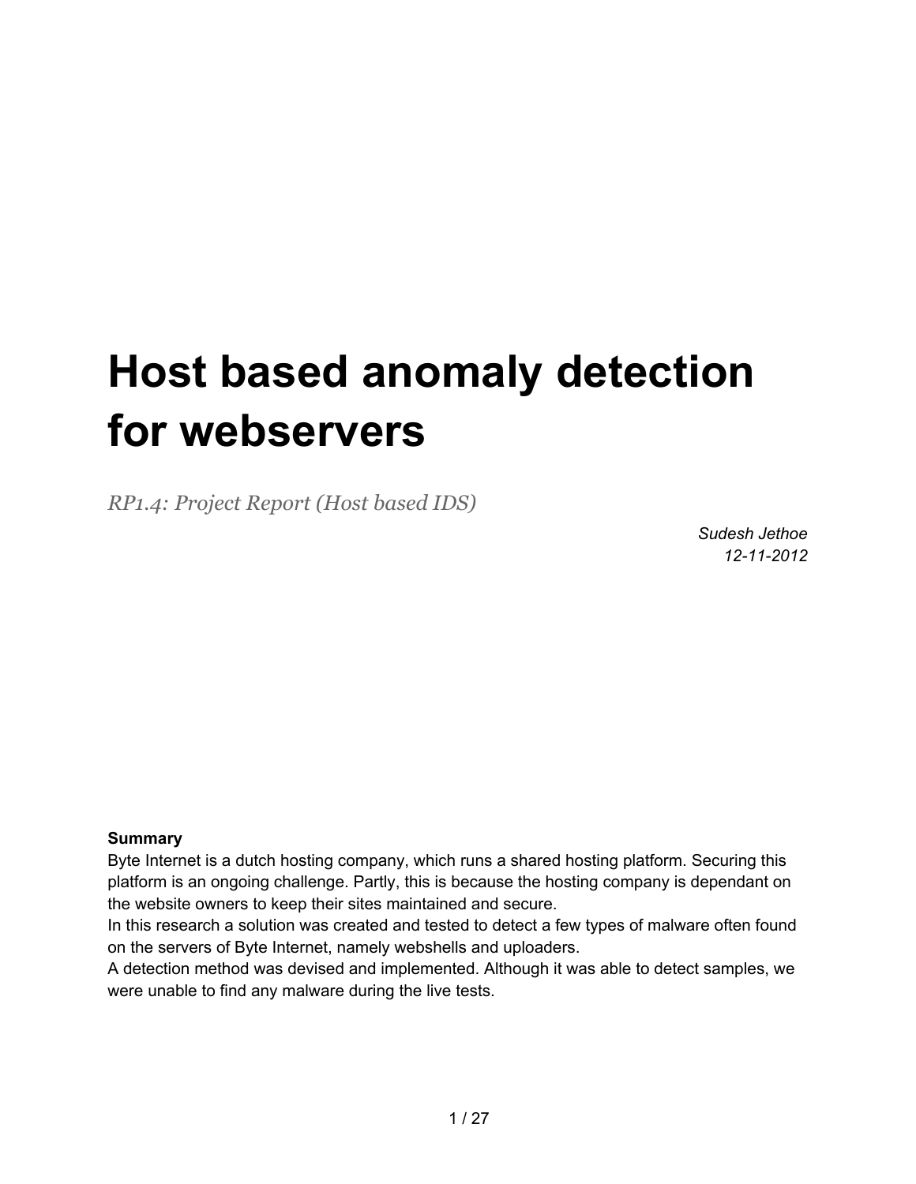# Host based anomaly detection for webservers

*RP1.4: Project Report (Host based IDS)*

*Sudesh Jethoe*
*12-11-2012*

**Summary**
Byte Internet is a dutch hosting company, which runs a shared hosting platform. Securing this platform is an ongoing challenge. Partly, this is because the hosting company is dependant on the website owners to keep their sites maintained and secure.
In this research a solution was created and tested to detect a few types of malware often found on the servers of Byte Internet, namely webshells and uploaders.
A detection method was devised and implemented. Although it was able to detect samples, we were unable to find any malware during the live tests.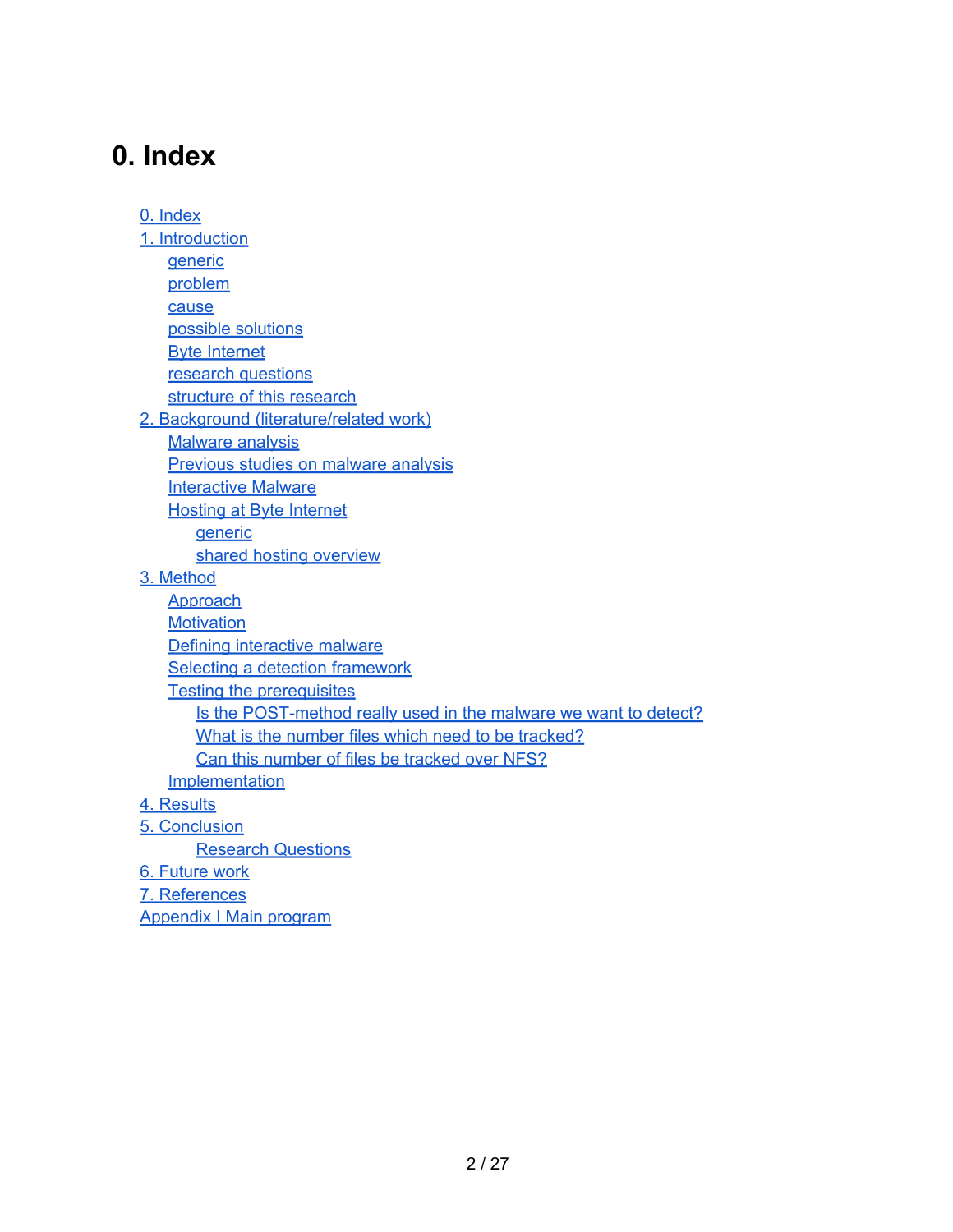# 0. Index

- 0. Index
- 1. Introduction
  - generic
  - problem
  - cause
  - possible solutions
  - Byte Internet
  - research questions
  - structure of this research
- 2. Background (literature/related work)
  - Malware analysis
  - Previous studies on malware analysis
  - Interactive Malware
  - Hosting at Byte Internet
    - generic
    - shared hosting overview
- 3. Method
  - Approach
  - Motivation
  - Defining interactive malware
  - Selecting a detection framework
  - Testing the prerequisites
    - Is the POST-method really used in the malware we want to detect?
    - What is the number files which need to be tracked?
    - Can this number of files be tracked over NFS?
  - Implementation
- 4. Results
- 5. Conclusion
    - Research Questions
- 6. Future work
- 7. References
- Appendix I Main program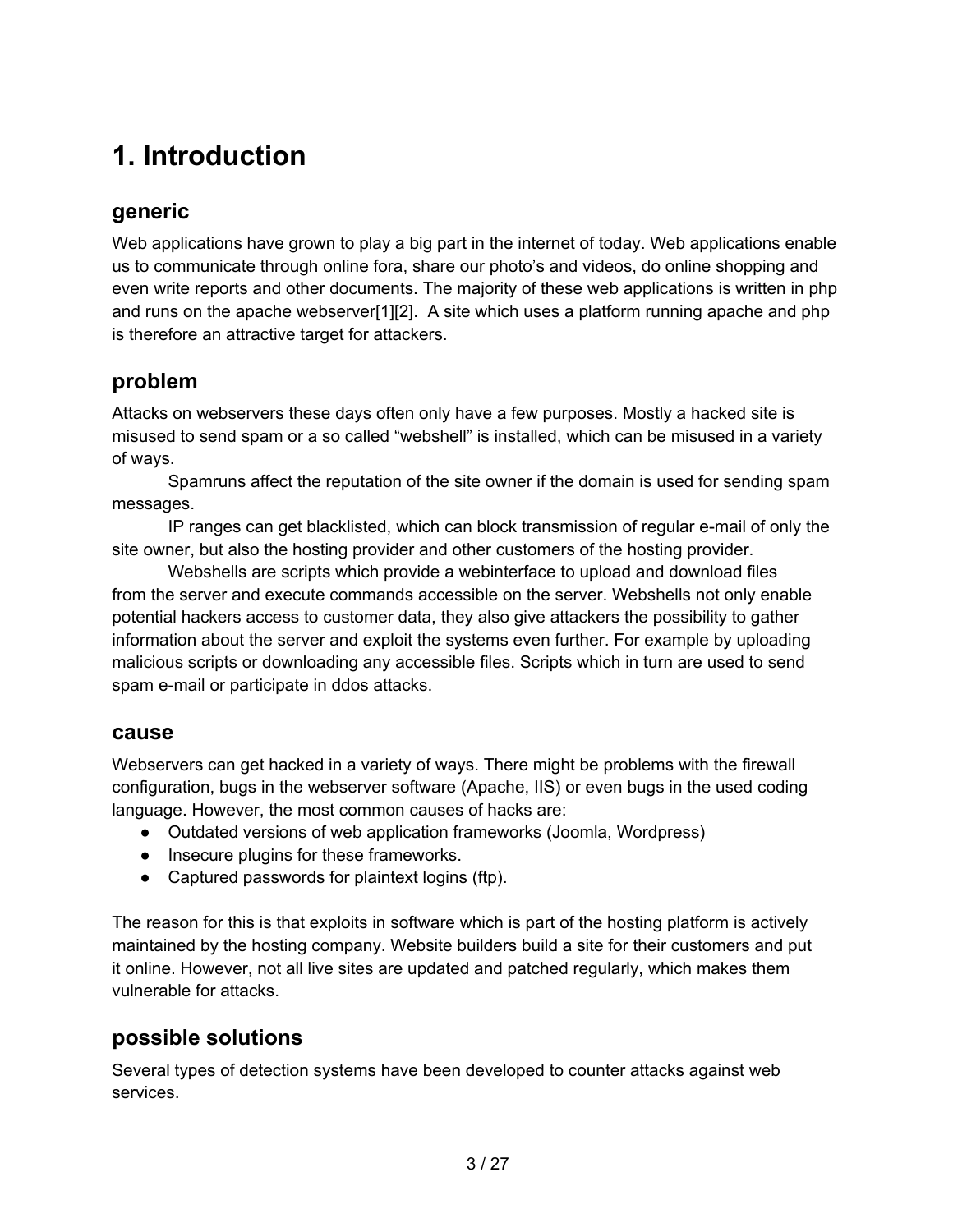# 1. Introduction

## generic

Web applications have grown to play a big part in the internet of today. Web applications enable us to communicate through online fora, share our photo's and videos, do online shopping and even write reports and other documents. The majority of these web applications is written in php and runs on the apache webserver[1][2]. A site which uses a platform running apache and php is therefore an attractive target for attackers.

## problem

Attacks on webservers these days often only have a few purposes. Mostly a hacked site is misused to send spam or a so called "webshell" is installed, which can be misused in a variety of ways.

Spamruns affect the reputation of the site owner if the domain is used for sending spam messages.

IP ranges can get blacklisted, which can block transmission of regular e-mail of only the site owner, but also the hosting provider and other customers of the hosting provider.

Webshells are scripts which provide a webinterface to upload and download files from the server and execute commands accessible on the server. Webshells not only enable potential hackers access to customer data, they also give attackers the possibility to gather information about the server and exploit the systems even further. For example by uploading malicious scripts or downloading any accessible files. Scripts which in turn are used to send spam e-mail or participate in ddos attacks.

## cause

Webservers can get hacked in a variety of ways. There might be problems with the firewall configuration, bugs in the webserver software (Apache, IIS) or even bugs in the used coding language. However, the most common causes of hacks are:

- Outdated versions of web application frameworks (Joomla, Wordpress)
- Insecure plugins for these frameworks.
- Captured passwords for plaintext logins (ftp).

The reason for this is that exploits in software which is part of the hosting platform is actively maintained by the hosting company. Website builders build a site for their customers and put it online. However, not all live sites are updated and patched regularly, which makes them vulnerable for attacks.

## possible solutions

Several types of detection systems have been developed to counter attacks against web services.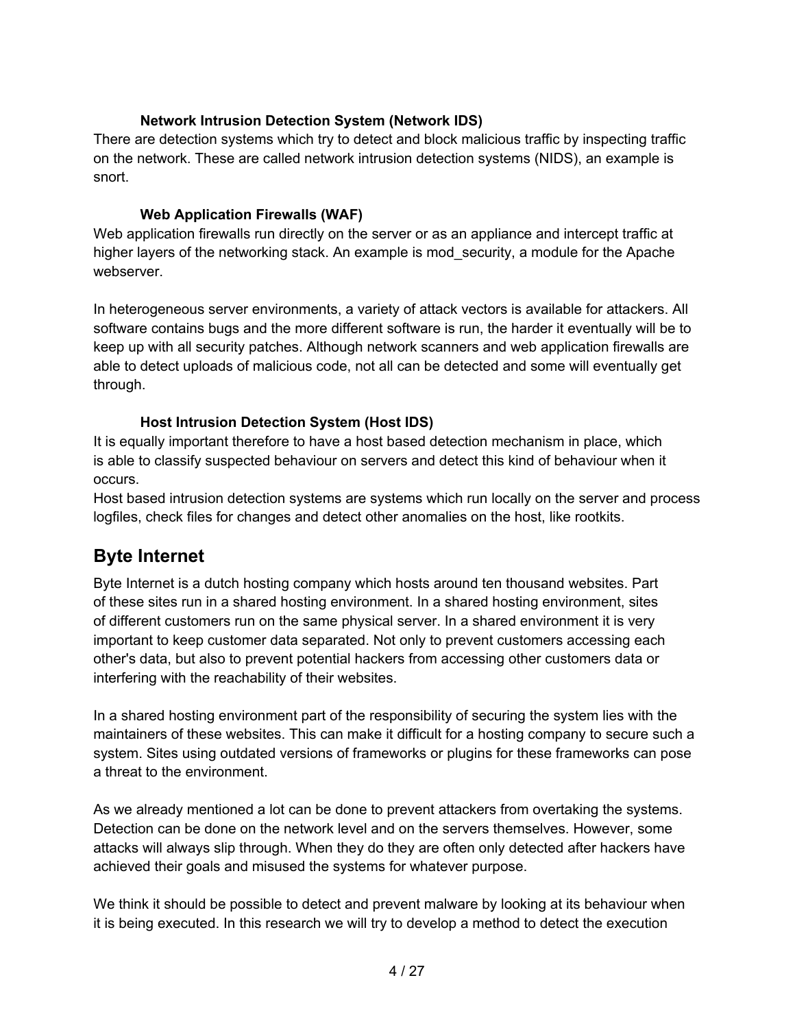### Network Intrusion Detection System (Network IDS)

There are detection systems which try to detect and block malicious traffic by inspecting traffic on the network. These are called network intrusion detection systems (NIDS), an example is snort.

### Web Application Firewalls (WAF)

Web application firewalls run directly on the server or as an appliance and intercept traffic at higher layers of the networking stack. An example is mod_security, a module for the Apache webserver.

In heterogeneous server environments, a variety of attack vectors is available for attackers. All software contains bugs and the more different software is run, the harder it eventually will be to keep up with all security patches. Although network scanners and web application firewalls are able to detect uploads of malicious code, not all can be detected and some will eventually get through.

### Host Intrusion Detection System (Host IDS)

It is equally important therefore to have a host based detection mechanism in place, which is able to classify suspected behaviour on servers and detect this kind of behaviour when it occurs.
Host based intrusion detection systems are systems which run locally on the server and process logfiles, check files for changes and detect other anomalies on the host, like rootkits.

## Byte Internet

Byte Internet is a dutch hosting company which hosts around ten thousand websites. Part of these sites run in a shared hosting environment. In a shared hosting environment, sites of different customers run on the same physical server. In a shared environment it is very important to keep customer data separated. Not only to prevent customers accessing each other's data, but also to prevent potential hackers from accessing other customers data or interfering with the reachability of their websites.

In a shared hosting environment part of the responsibility of securing the system lies with the maintainers of these websites. This can make it difficult for a hosting company to secure such a system. Sites using outdated versions of frameworks or plugins for these frameworks can pose a threat to the environment.

As we already mentioned a lot can be done to prevent attackers from overtaking the systems. Detection can be done on the network level and on the servers themselves. However, some attacks will always slip through. When they do they are often only detected after hackers have achieved their goals and misused the systems for whatever purpose.

We think it should be possible to detect and prevent malware by looking at its behaviour when it is being executed. In this research we will try to develop a method to detect the execution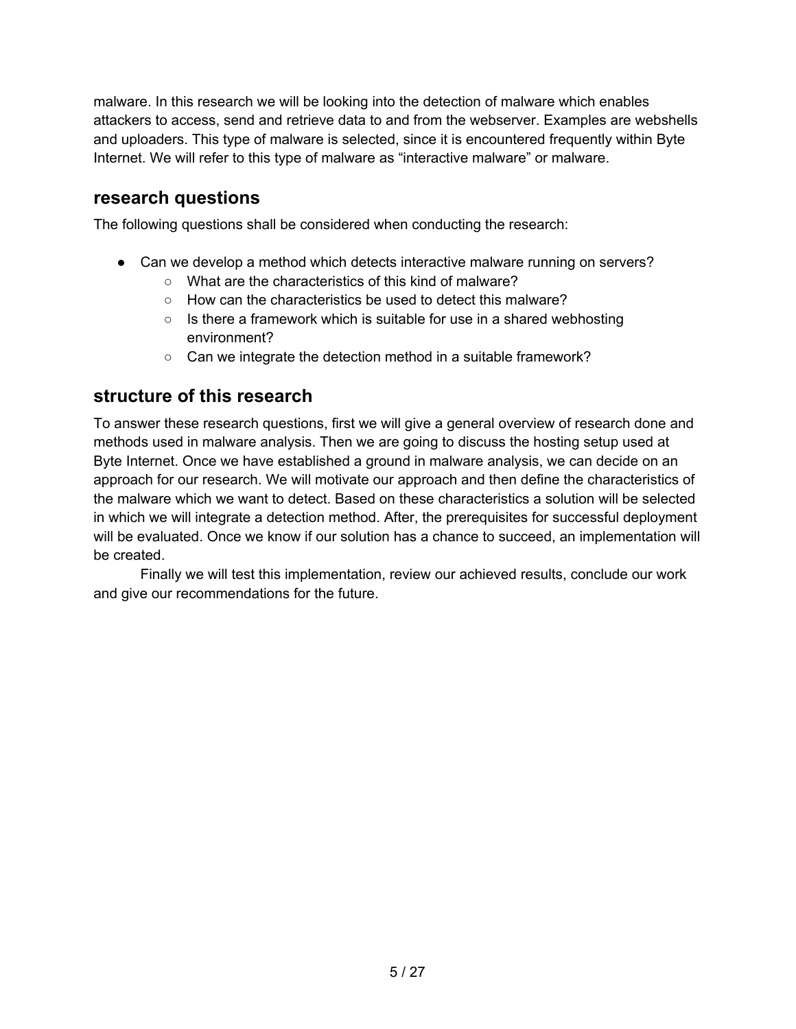malware. In this research we will be looking into the detection of malware which enables attackers to access, send and retrieve data to and from the webserver. Examples are webshells and uploaders. This type of malware is selected, since it is encountered frequently within Byte Internet. We will refer to this type of malware as “interactive malware” or malware.

## research questions

The following questions shall be considered when conducting the research:

- Can we develop a method which detects interactive malware running on servers?
  - What are the characteristics of this kind of malware?
  - How can the characteristics be used to detect this malware?
  - Is there a framework which is suitable for use in a shared webhosting environment?
  - Can we integrate the detection method in a suitable framework?

## structure of this research

To answer these research questions, first we will give a general overview of research done and methods used in malware analysis. Then we are going to discuss the hosting setup used at Byte Internet. Once we have established a ground in malware analysis, we can decide on an approach for our research. We will motivate our approach and then define the characteristics of the malware which we want to detect. Based on these characteristics a solution will be selected in which we will integrate a detection method. After, the prerequisites for successful deployment will be evaluated. Once we know if our solution has a chance to succeed, an implementation will be created.

Finally we will test this implementation, review our achieved results, conclude our work and give our recommendations for the future.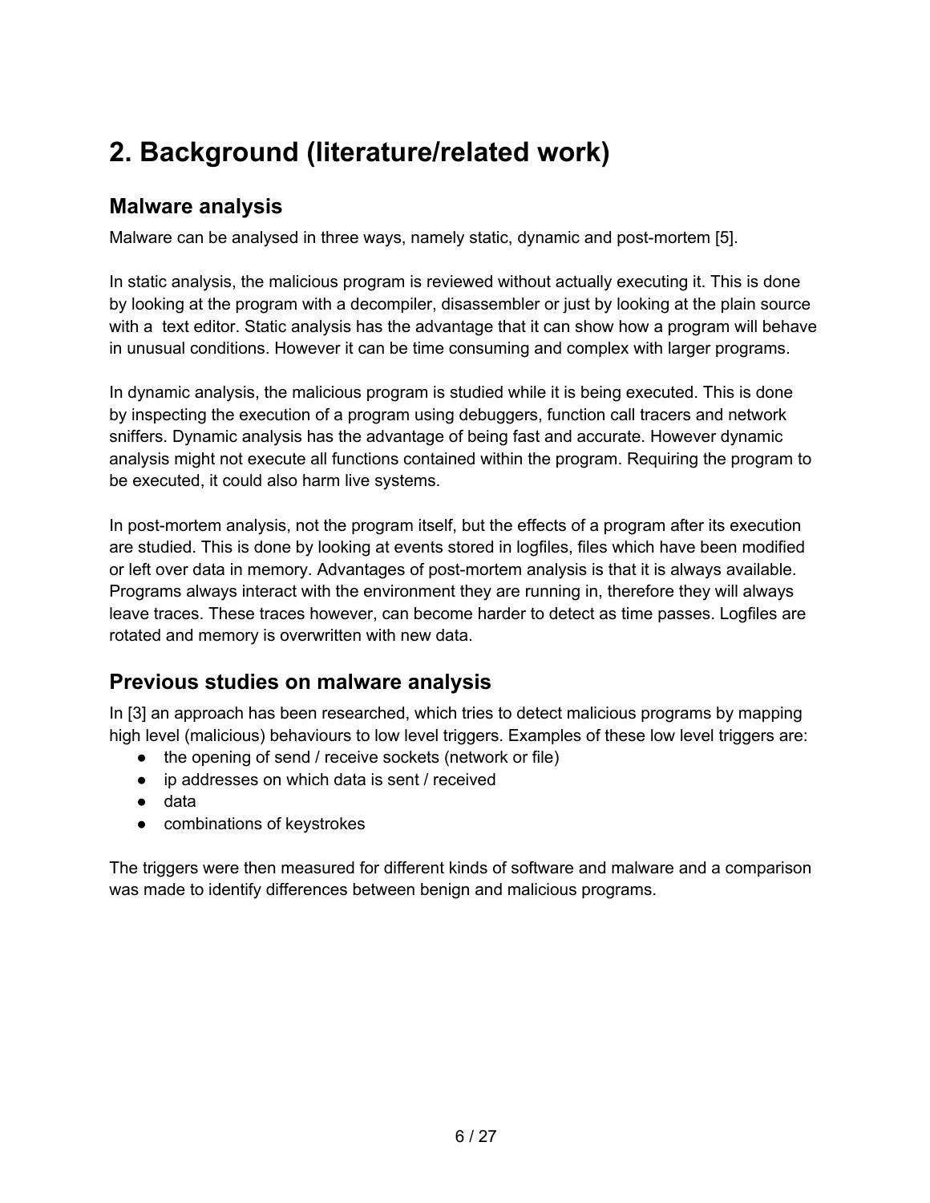# 2. Background (literature/related work)

## Malware analysis

Malware can be analysed in three ways, namely static, dynamic and post-mortem [5].

In static analysis, the malicious program is reviewed without actually executing it. This is done by looking at the program with a decompiler, disassembler or just by looking at the plain source with a text editor. Static analysis has the advantage that it can show how a program will behave in unusual conditions. However it can be time consuming and complex with larger programs.

In dynamic analysis, the malicious program is studied while it is being executed. This is done by inspecting the execution of a program using debuggers, function call tracers and network sniffers. Dynamic analysis has the advantage of being fast and accurate. However dynamic analysis might not execute all functions contained within the program. Requiring the program to be executed, it could also harm live systems.

In post-mortem analysis, not the program itself, but the effects of a program after its execution are studied. This is done by looking at events stored in logfiles, files which have been modified or left over data in memory. Advantages of post-mortem analysis is that it is always available. Programs always interact with the environment they are running in, therefore they will always leave traces. These traces however, can become harder to detect as time passes. Logfiles are rotated and memory is overwritten with new data.

## Previous studies on malware analysis

In [3] an approach has been researched, which tries to detect malicious programs by mapping high level (malicious) behaviours to low level triggers. Examples of these low level triggers are:

- the opening of send / receive sockets (network or file)
- ip addresses on which data is sent / received
- data
- combinations of keystrokes

The triggers were then measured for different kinds of software and malware and a comparison was made to identify differences between benign and malicious programs.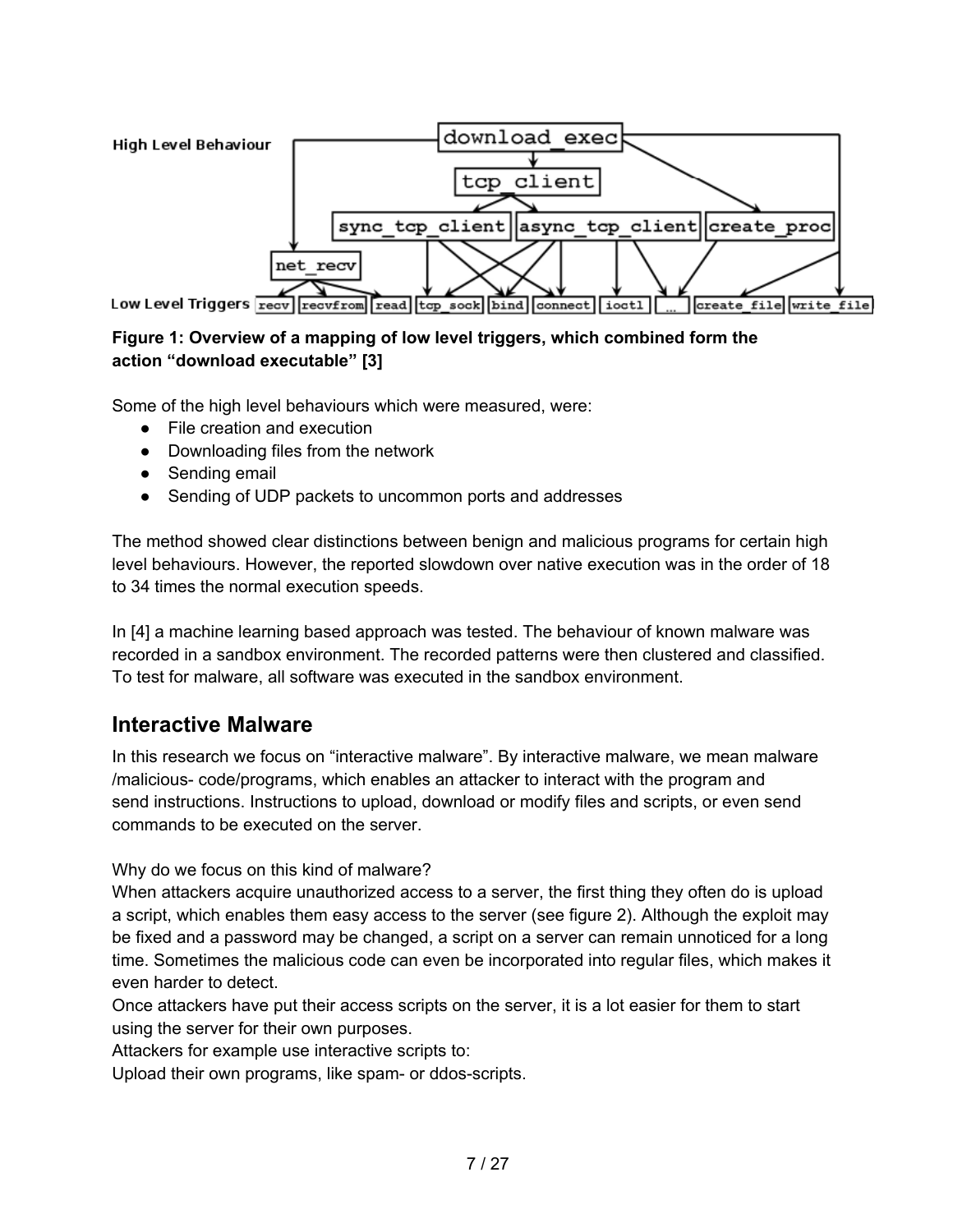**Figure 1: Overview of a mapping of low level triggers, which combined form the action "download executable" [3]**

Some of the high level behaviours which were measured, were:

- File creation and execution
- Downloading files from the network
- Sending email
- Sending of UDP packets to uncommon ports and addresses

The method showed clear distinctions between benign and malicious programs for certain high level behaviours. However, the reported slowdown over native execution was in the order of 18 to 34 times the normal execution speeds.

In [4] a machine learning based approach was tested. The behaviour of known malware was recorded in a sandbox environment. The recorded patterns were then clustered and classified. To test for malware, all software was executed in the sandbox environment.

## Interactive Malware

In this research we focus on "interactive malware". By interactive malware, we mean malware /malicious- code/programs, which enables an attacker to interact with the program and send instructions. Instructions to upload, download or modify files and scripts, or even send commands to be executed on the server.

Why do we focus on this kind of malware?
When attackers acquire unauthorized access to a server, the first thing they often do is upload a script, which enables them easy access to the server (see figure 2). Although the exploit may be fixed and a password may be changed, a script on a server can remain unnoticed for a long time. Sometimes the malicious code can even be incorporated into regular files, which makes it even harder to detect.
Once attackers have put their access scripts on the server, it is a lot easier for them to start using the server for their own purposes.
Attackers for example use interactive scripts to:
Upload their own programs, like spam- or ddos-scripts.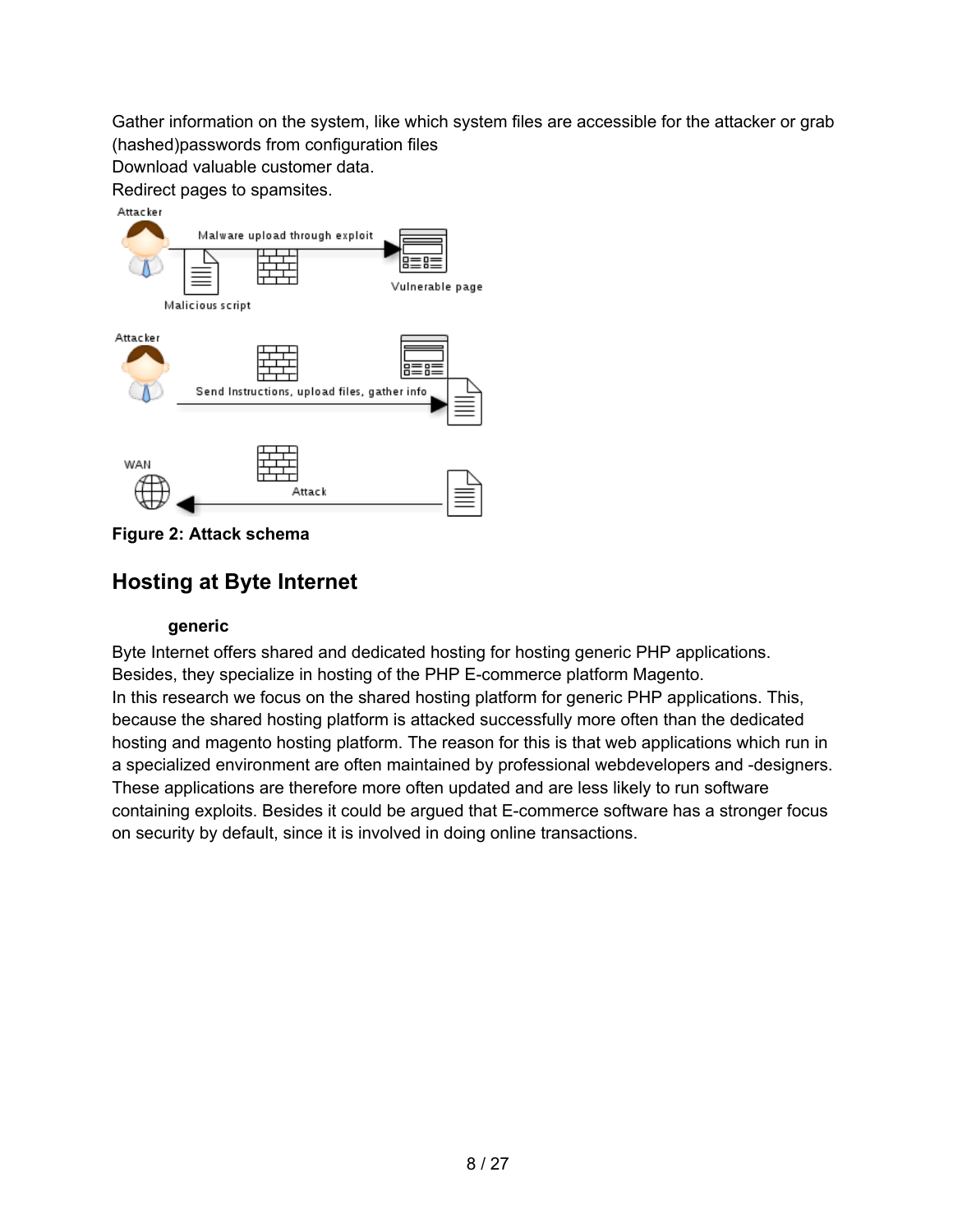Gather information on the system, like which system files are accessible for the attacker or grab (hashed)passwords from configuration files
Download valuable customer data.
Redirect pages to spamsites.

**Figure 2: Attack schema**

## Hosting at Byte Internet

### generic

Byte Internet offers shared and dedicated hosting for hosting generic PHP applications. Besides, they specialize in hosting of the PHP E-commerce platform Magento.
In this research we focus on the shared hosting platform for generic PHP applications. This, because the shared hosting platform is attacked successfully more often than the dedicated hosting and magento hosting platform. The reason for this is that web applications which run in a specialized environment are often maintained by professional webdevelopers and -designers. These applications are therefore more often updated and are less likely to run software containing exploits. Besides it could be argued that E-commerce software has a stronger focus on security by default, since it is involved in doing online transactions.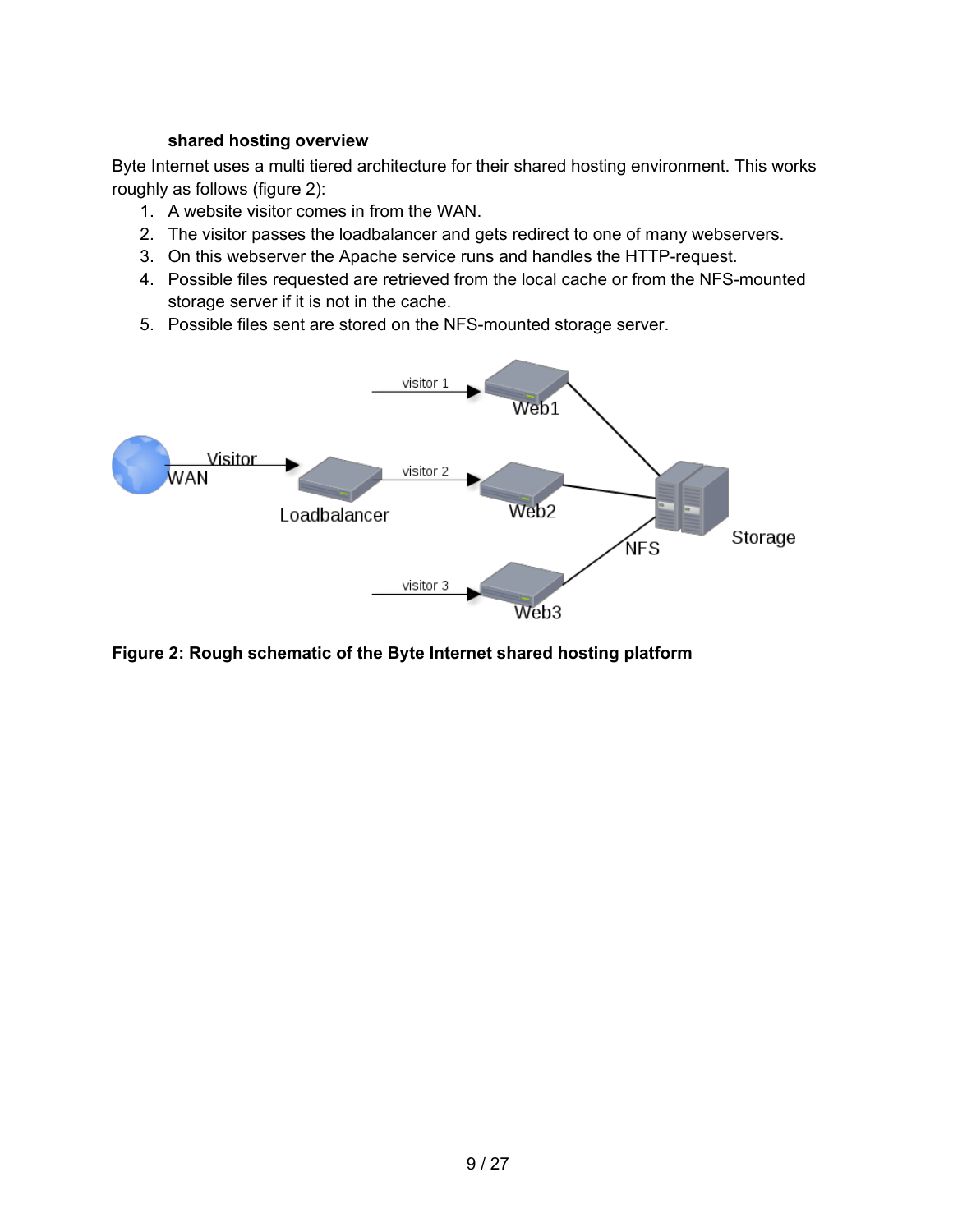### shared hosting overview

Byte Internet uses a multi tiered architecture for their shared hosting environment. This works roughly as follows (figure 2):

1. A website visitor comes in from the WAN.
2. The visitor passes the loadbalancer and gets redirect to one of many webservers.
3. On this webserver the Apache service runs and handles the HTTP-request.
4. Possible files requested are retrieved from the local cache or from the NFS-mounted storage server if it is not in the cache.
5. Possible files sent are stored on the NFS-mounted storage server.

**Figure 2: Rough schematic of the Byte Internet shared hosting platform**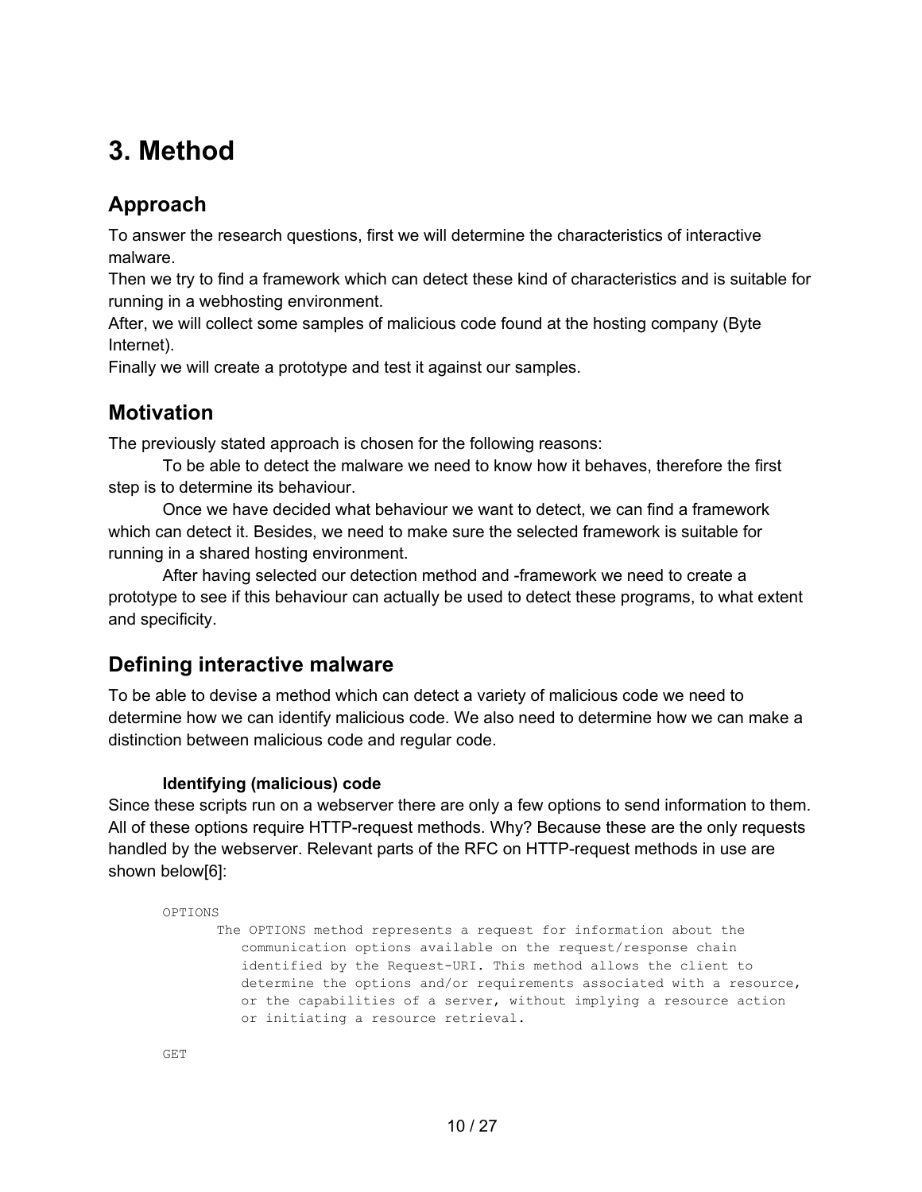# 3. Method

## Approach

To answer the research questions, first we will determine the characteristics of interactive malware.

Then we try to find a framework which can detect these kind of characteristics and is suitable for running in a webhosting environment.

After, we will collect some samples of malicious code found at the hosting company (Byte Internet).

Finally we will create a prototype and test it against our samples.

## Motivation

The previously stated approach is chosen for the following reasons:

To be able to detect the malware we need to know how it behaves, therefore the first step is to determine its behaviour.

Once we have decided what behaviour we want to detect, we can find a framework which can detect it. Besides, we need to make sure the selected framework is suitable for running in a shared hosting environment.

After having selected our detection method and -framework we need to create a prototype to see if this behaviour can actually be used to detect these programs, to what extent and specificity.

## Defining interactive malware

To be able to devise a method which can detect a variety of malicious code we need to determine how we can identify malicious code. We also need to determine how we can make a distinction between malicious code and regular code.

### Identifying (malicious) code

Since these scripts run on a webserver there are only a few options to send information to them. All of these options require HTTP-request methods. Why? Because these are the only requests handled by the webserver. Relevant parts of the RFC on HTTP-request methods in use are shown below[6]:

```
OPTIONS
      The OPTIONS method represents a request for information about the
         communication options available on the request/response chain
         identified by the Request-URI. This method allows the client to
         determine the options and/or requirements associated with a resource,
         or the capabilities of a server, without implying a resource action
         or initiating a resource retrieval.

GET
```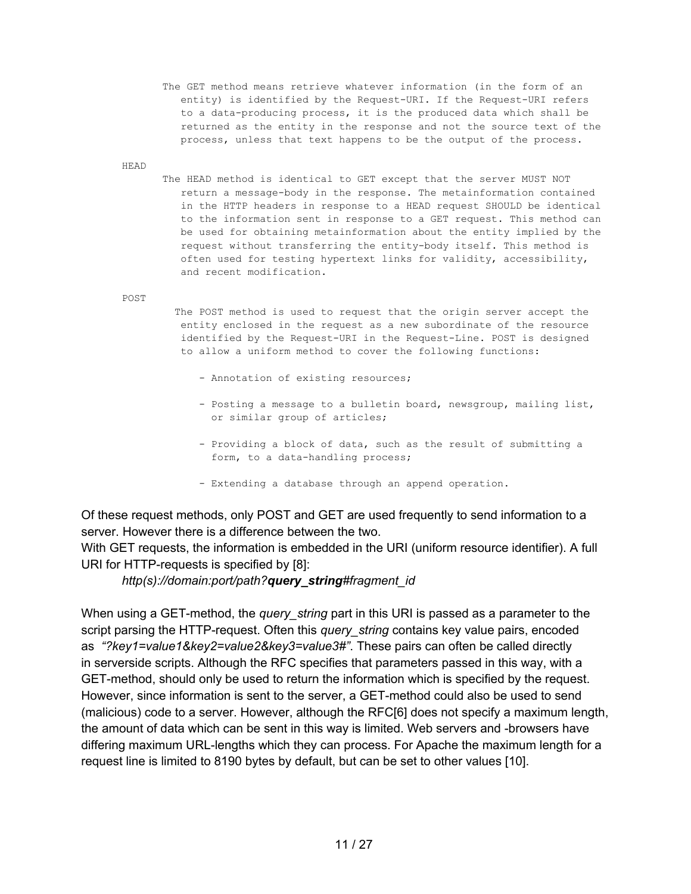```
      The GET method means retrieve whatever information (in the form of an
         entity) is identified by the Request-URI. If the Request-URI refers
         to a data-producing process, it is the produced data which shall be
         returned as the entity in the response and not the source text of the
         process, unless that text happens to be the output of the process.

HEAD
      The HEAD method is identical to GET except that the server MUST NOT
         return a message-body in the response. The metainformation contained
         in the HTTP headers in response to a HEAD request SHOULD be identical
         to the information sent in response to a GET request. This method can
         be used for obtaining metainformation about the entity implied by the
         request without transferring the entity-body itself. This method is
         often used for testing hypertext links for validity, accessibility,
         and recent modification.

POST
        The POST method is used to request that the origin server accept the
         entity enclosed in the request as a new subordinate of the resource
         identified by the Request-URI in the Request-Line. POST is designed
         to allow a uniform method to cover the following functions:

            - Annotation of existing resources;

            - Posting a message to a bulletin board, newsgroup, mailing list,
              or similar group of articles;

            - Providing a block of data, such as the result of submitting a
              form, to a data-handling process;

            - Extending a database through an append operation.
```

Of these request methods, only POST and GET are used frequently to send information to a server. However there is a difference between the two.
With GET requests, the information is embedded in the URI (uniform resource identifier). A full URI for HTTP-requests is specified by [8]:

*http(s)://domain:port/path?**query_string**#fragment_id*

When using a GET-method, the *query_string* part in this URI is passed as a parameter to the script parsing the HTTP-request. Often this *query_string* contains key value pairs, encoded as *"?key1=value1&key2=value2&key3=value3#"*. These pairs can often be called directly in serverside scripts. Although the RFC specifies that parameters passed in this way, with a GET-method, should only be used to return the information which is specified by the request. However, since information is sent to the server, a GET-method could also be used to send (malicious) code to a server. However, although the RFC[6] does not specify a maximum length, the amount of data which can be sent in this way is limited. Web servers and -browsers have differing maximum URL-lengths which they can process. For Apache the maximum length for a request line is limited to 8190 bytes by default, but can be set to other values [10].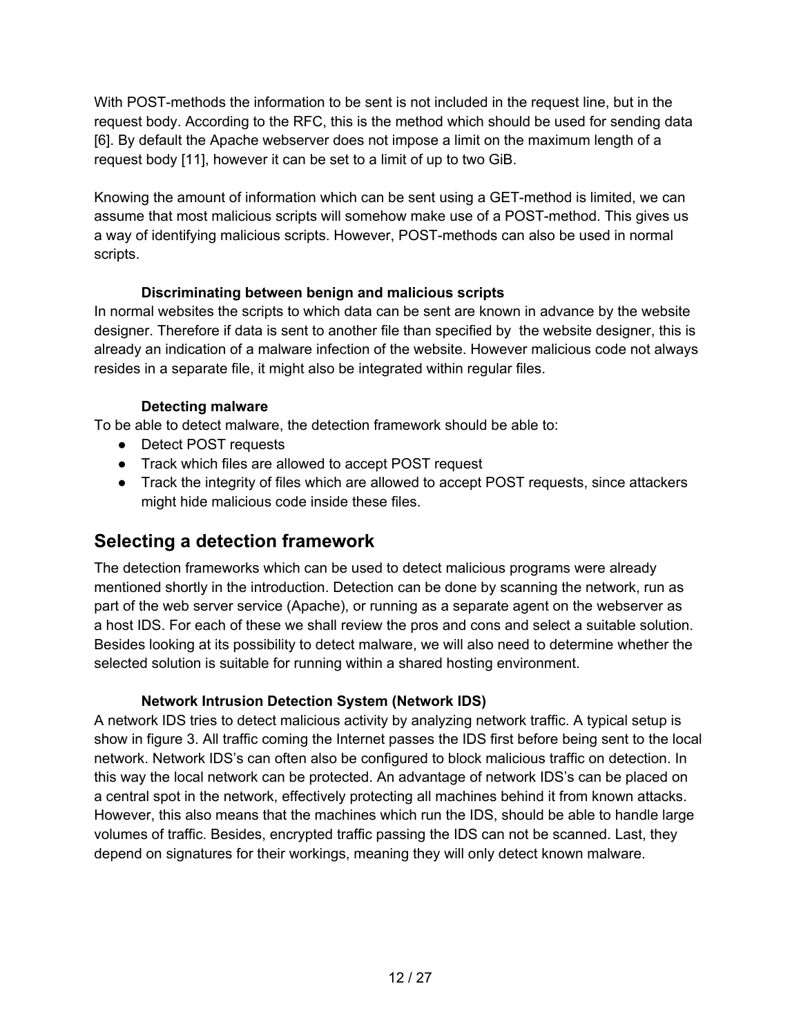With POST-methods the information to be sent is not included in the request line, but in the request body. According to the RFC, this is the method which should be used for sending data [6]. By default the Apache webserver does not impose a limit on the maximum length of a request body [11], however it can be set to a limit of up to two GiB.

Knowing the amount of information which can be sent using a GET-method is limited, we can assume that most malicious scripts will somehow make use of a POST-method. This gives us a way of identifying malicious scripts. However, POST-methods can also be used in normal scripts.

### Discriminating between benign and malicious scripts

In normal websites the scripts to which data can be sent are known in advance by the website designer. Therefore if data is sent to another file than specified by the website designer, this is already an indication of a malware infection of the website. However malicious code not always resides in a separate file, it might also be integrated within regular files.

### Detecting malware

To be able to detect malware, the detection framework should be able to:

- Detect POST requests
- Track which files are allowed to accept POST request
- Track the integrity of files which are allowed to accept POST requests, since attackers might hide malicious code inside these files.

## Selecting a detection framework

The detection frameworks which can be used to detect malicious programs were already mentioned shortly in the introduction. Detection can be done by scanning the network, run as part of the web server service (Apache), or running as a separate agent on the webserver as a host IDS. For each of these we shall review the pros and cons and select a suitable solution. Besides looking at its possibility to detect malware, we will also need to determine whether the selected solution is suitable for running within a shared hosting environment.

### Network Intrusion Detection System (Network IDS)

A network IDS tries to detect malicious activity by analyzing network traffic. A typical setup is show in figure 3. All traffic coming the Internet passes the IDS first before being sent to the local network. Network IDS's can often also be configured to block malicious traffic on detection. In this way the local network can be protected. An advantage of network IDS's can be placed on a central spot in the network, effectively protecting all machines behind it from known attacks. However, this also means that the machines which run the IDS, should be able to handle large volumes of traffic. Besides, encrypted traffic passing the IDS can not be scanned. Last, they depend on signatures for their workings, meaning they will only detect known malware.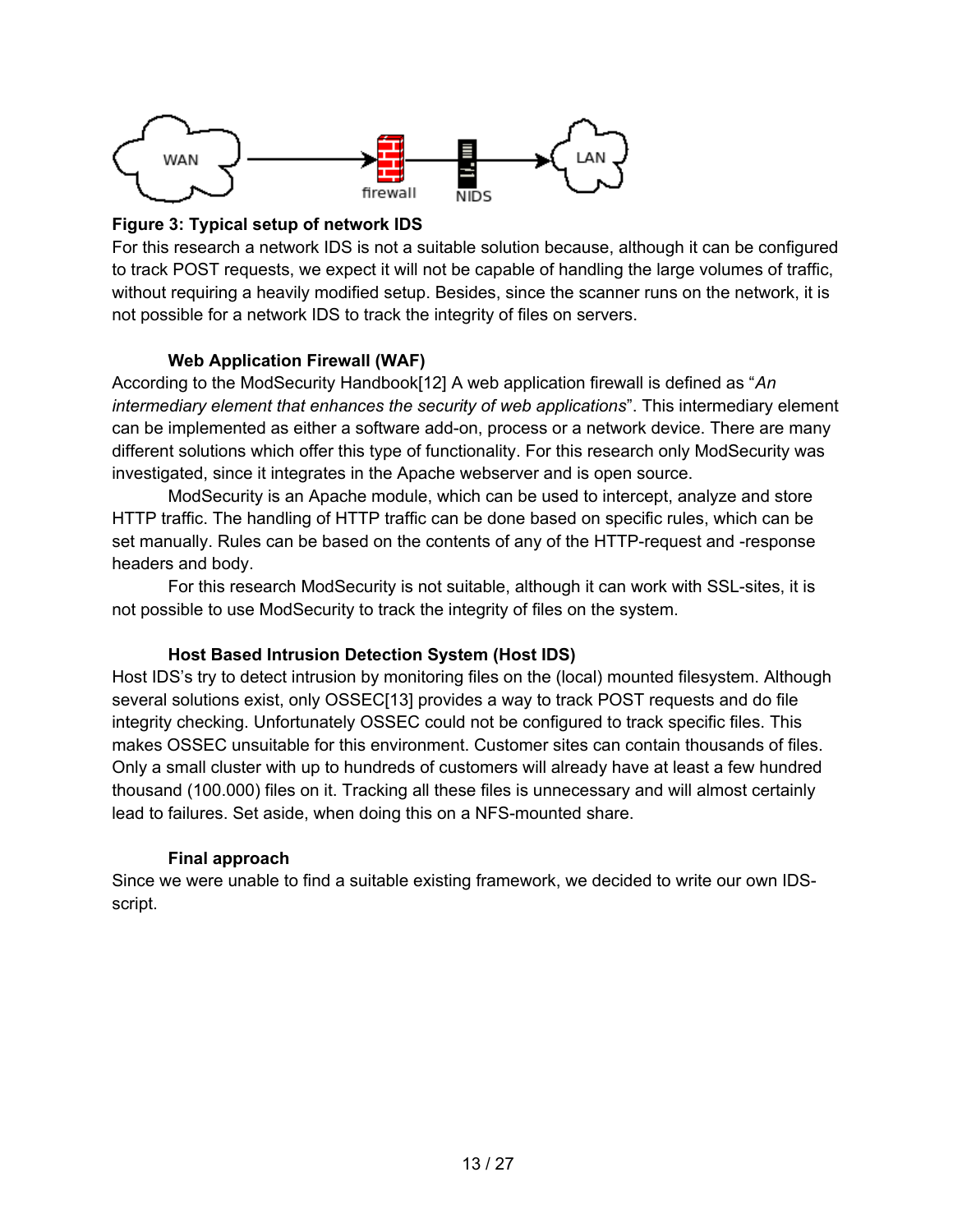**Figure 3: Typical setup of network IDS**

For this research a network IDS is not a suitable solution because, although it can be configured to track POST requests, we expect it will not be capable of handling the large volumes of traffic, without requiring a heavily modified setup. Besides, since the scanner runs on the network, it is not possible for a network IDS to track the integrity of files on servers.

### Web Application Firewall (WAF)

According to the ModSecurity Handbook[12] A web application firewall is defined as "*An intermediary element that enhances the security of web applications*". This intermediary element can be implemented as either a software add-on, process or a network device. There are many different solutions which offer this type of functionality. For this research only ModSecurity was investigated, since it integrates in the Apache webserver and is open source.

ModSecurity is an Apache module, which can be used to intercept, analyze and store HTTP traffic. The handling of HTTP traffic can be done based on specific rules, which can be set manually. Rules can be based on the contents of any of the HTTP-request and -response headers and body.

For this research ModSecurity is not suitable, although it can work with SSL-sites, it is not possible to use ModSecurity to track the integrity of files on the system.

### Host Based Intrusion Detection System (Host IDS)

Host IDS's try to detect intrusion by monitoring files on the (local) mounted filesystem. Although several solutions exist, only OSSEC[13] provides a way to track POST requests and do file integrity checking. Unfortunately OSSEC could not be configured to track specific files. This makes OSSEC unsuitable for this environment. Customer sites can contain thousands of files. Only a small cluster with up to hundreds of customers will already have at least a few hundred thousand (100.000) files on it. Tracking all these files is unnecessary and will almost certainly lead to failures. Set aside, when doing this on a NFS-mounted share.

### Final approach

Since we were unable to find a suitable existing framework, we decided to write our own IDS-script.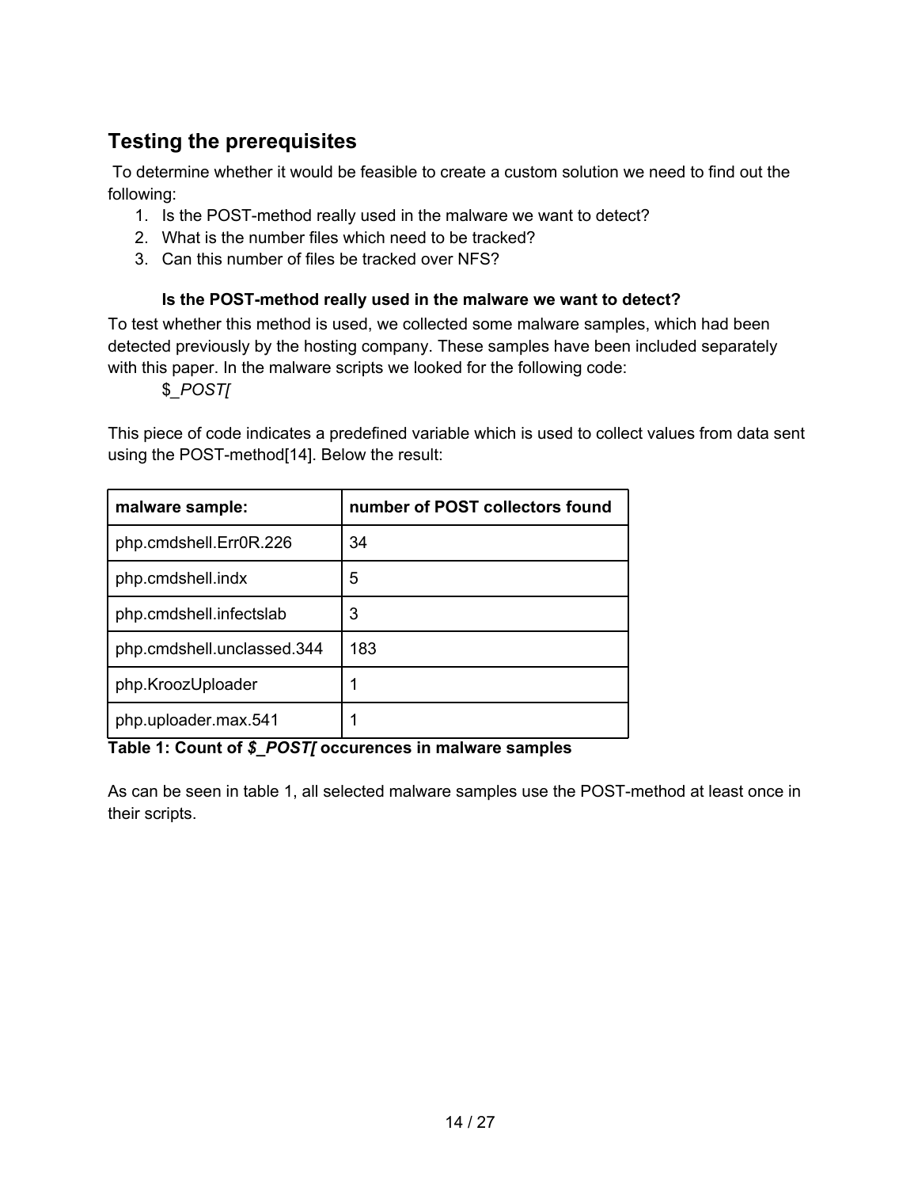## Testing the prerequisites

To determine whether it would be feasible to create a custom solution we need to find out the following:

1. Is the POST-method really used in the malware we want to detect?
2. What is the number files which need to be tracked?
3. Can this number of files be tracked over NFS?

### Is the POST-method really used in the malware we want to detect?

To test whether this method is used, we collected some malware samples, which had been detected previously by the hosting company. These samples have been included separately with this paper. In the malware scripts we looked for the following code:

$*_POST[*

This piece of code indicates a predefined variable which is used to collect values from data sent using the POST-method[14]. Below the result:

| malware sample: | number of POST collectors found |
|---|---|
| php.cmdshell.Err0R.226 | 34 |
| php.cmdshell.indx | 5 |
| php.cmdshell.infectslab | 3 |
| php.cmdshell.unclassed.344 | 183 |
| php.KroozUploader | 1 |
| php.uploader.max.541 | 1 |

**Table 1: Count of *$_POST[* occurences in malware samples**

As can be seen in table 1, all selected malware samples use the POST-method at least once in their scripts.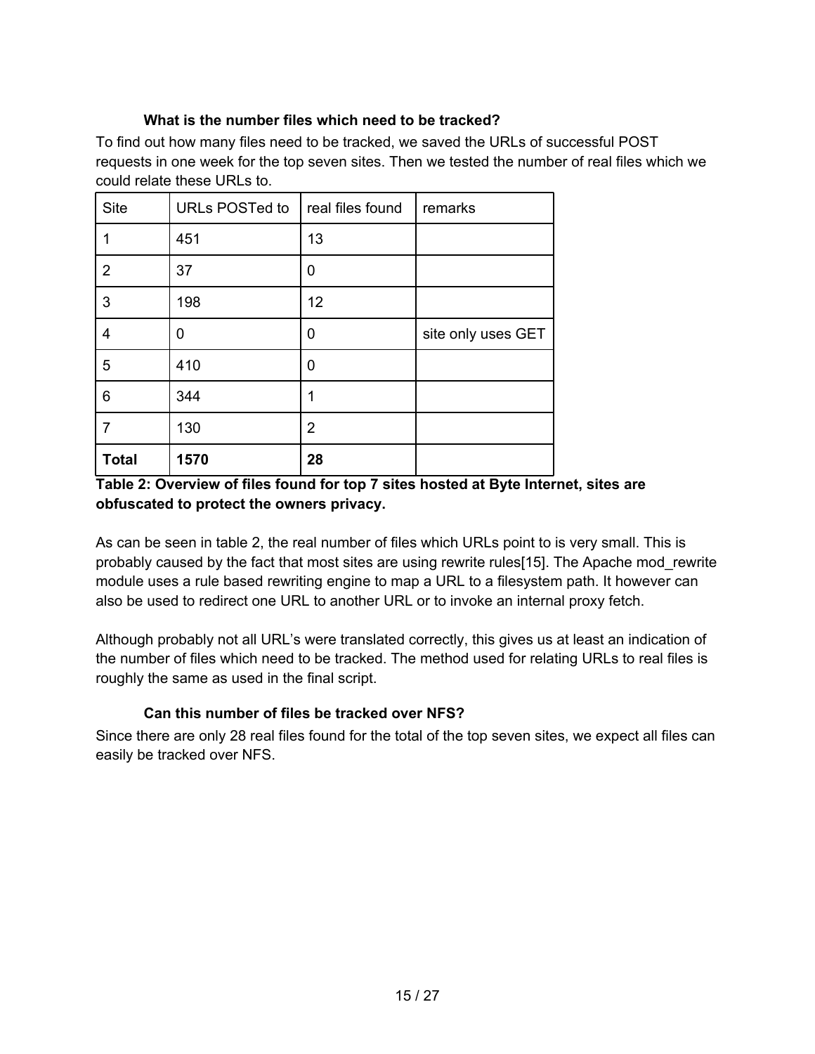### What is the number files which need to be tracked?

To find out how many files need to be tracked, we saved the URLs of successful POST requests in one week for the top seven sites. Then we tested the number of real files which we could relate these URLs to.

| Site | URLs POSTed to | real files found | remarks |
|---|---|---|---|
| 1 | 451 | 13 | |
| 2 | 37 | 0 | |
| 3 | 198 | 12 | |
| 4 | 0 | 0 | site only uses GET |
| 5 | 410 | 0 | |
| 6 | 344 | 1 | |
| 7 | 130 | 2 | |
| **Total** | **1570** | **28** | |

**Table 2: Overview of files found for top 7 sites hosted at Byte Internet, sites are obfuscated to protect the owners privacy.**

As can be seen in table 2, the real number of files which URLs point to is very small. This is probably caused by the fact that most sites are using rewrite rules[15]. The Apache mod_rewrite module uses a rule based rewriting engine to map a URL to a filesystem path. It however can also be used to redirect one URL to another URL or to invoke an internal proxy fetch.

Although probably not all URL's were translated correctly, this gives us at least an indication of the number of files which need to be tracked. The method used for relating URLs to real files is roughly the same as used in the final script.

### Can this number of files be tracked over NFS?

Since there are only 28 real files found for the total of the top seven sites, we expect all files can easily be tracked over NFS.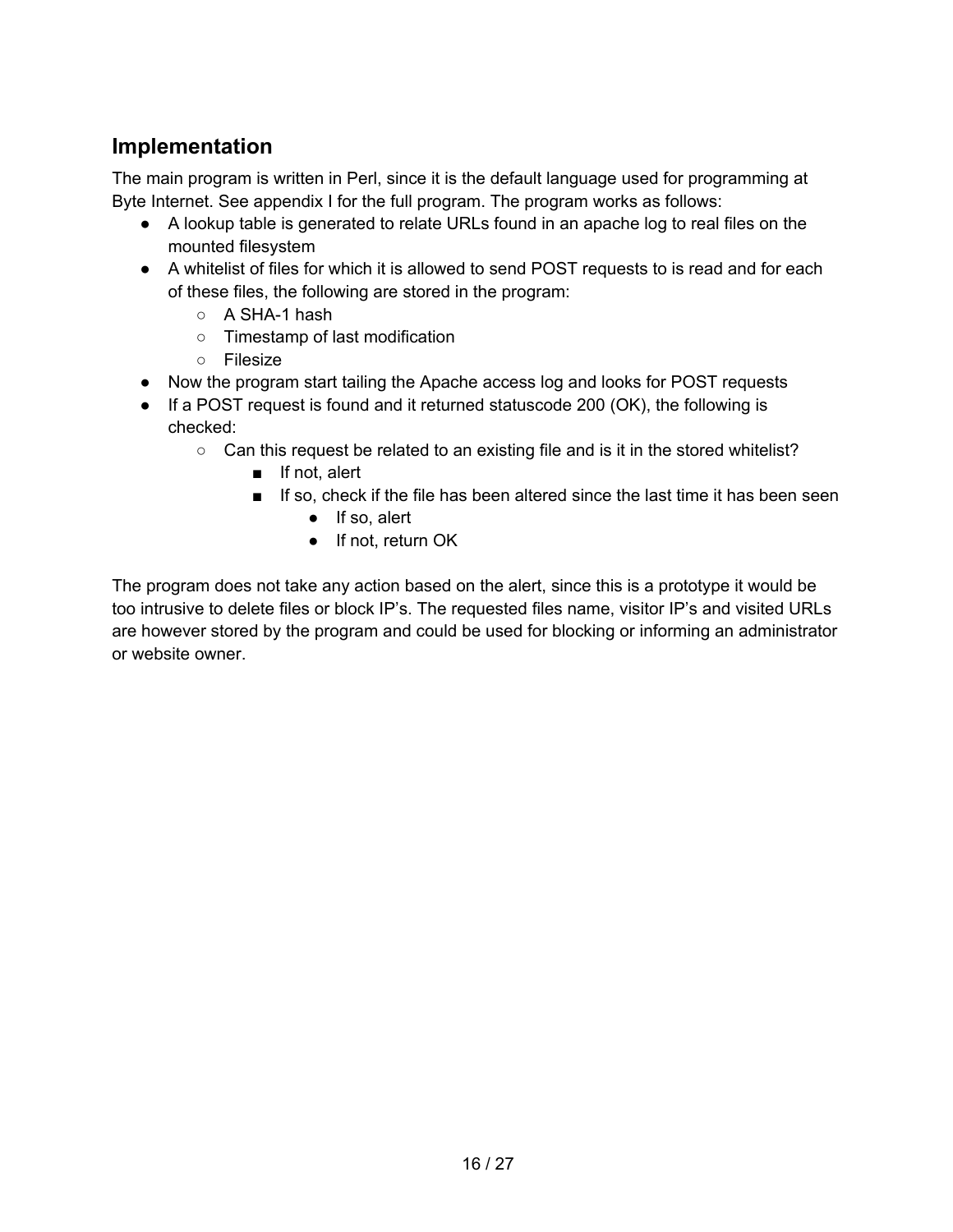## Implementation

The main program is written in Perl, since it is the default language used for programming at Byte Internet. See appendix I for the full program. The program works as follows:

- A lookup table is generated to relate URLs found in an apache log to real files on the mounted filesystem
- A whitelist of files for which it is allowed to send POST requests to is read and for each of these files, the following are stored in the program:
  - A SHA-1 hash
  - Timestamp of last modification
  - Filesize
- Now the program start tailing the Apache access log and looks for POST requests
- If a POST request is found and it returned statuscode 200 (OK), the following is checked:
  - Can this request be related to an existing file and is it in the stored whitelist?
    - If not, alert
    - If so, check if the file has been altered since the last time it has been seen
      - If so, alert
      - If not, return OK

The program does not take any action based on the alert, since this is a prototype it would be too intrusive to delete files or block IP's. The requested files name, visitor IP's and visited URLs are however stored by the program and could be used for blocking or informing an administrator or website owner.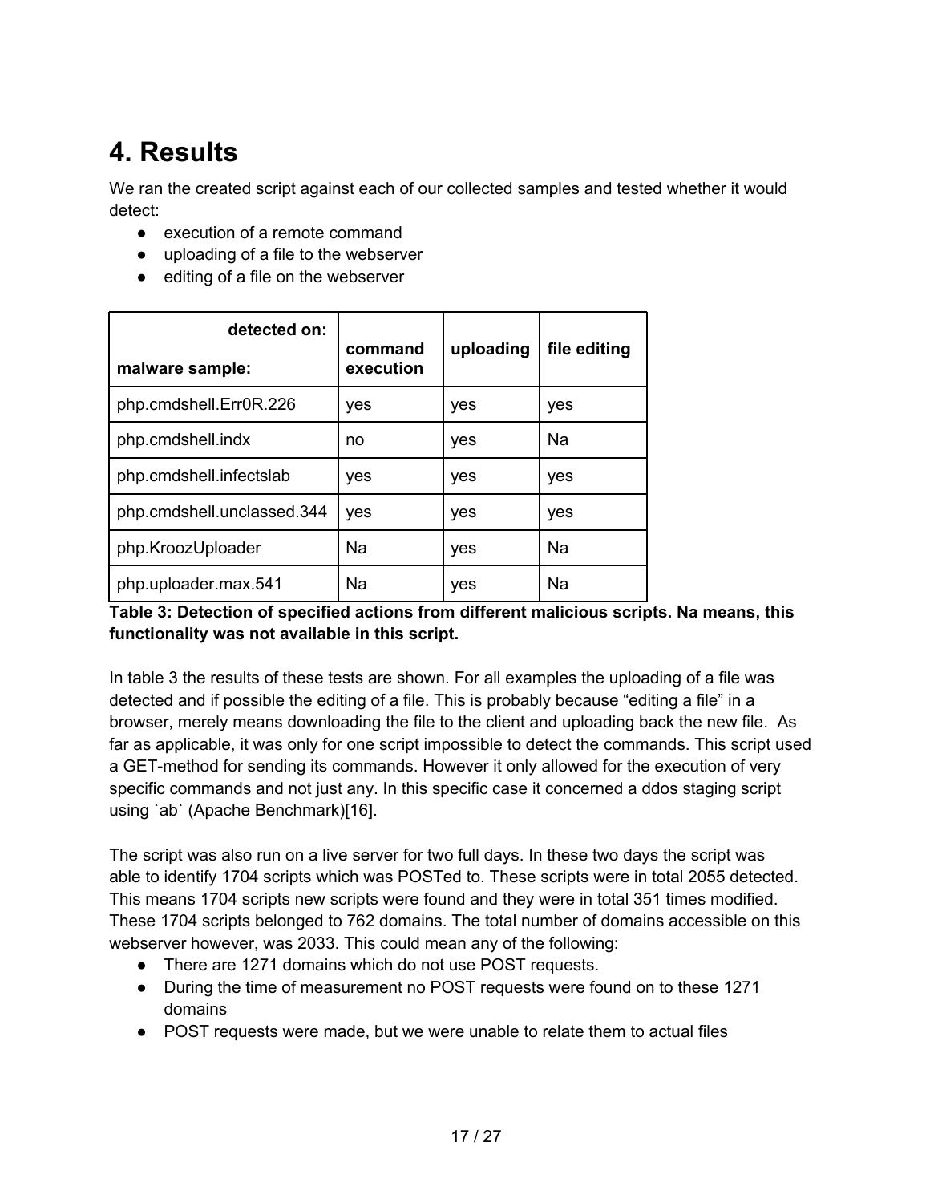# 4. Results

We ran the created script against each of our collected samples and tested whether it would detect:

- execution of a remote command
- uploading of a file to the webserver
- editing of a file on the webserver

| **detected on:** <br> **malware sample:** | **command execution** | **uploading** | **file editing** |
|---|---|---|---|
| php.cmdshell.Err0R.226 | yes | yes | yes |
| php.cmdshell.indx | no | yes | Na |
| php.cmdshell.infectslab | yes | yes | yes |
| php.cmdshell.unclassed.344 | yes | yes | yes |
| php.KroozUploader | Na | yes | Na |
| php.uploader.max.541 | Na | yes | Na |

**Table 3: Detection of specified actions from different malicious scripts. Na means, this functionality was not available in this script.**

In table 3 the results of these tests are shown. For all examples the uploading of a file was detected and if possible the editing of a file. This is probably because "editing a file" in a browser, merely means downloading the file to the client and uploading back the new file. As far as applicable, it was only for one script impossible to detect the commands. This script used a GET-method for sending its commands. However it only allowed for the execution of very specific commands and not just any. In this specific case it concerned a ddos staging script using `ab` (Apache Benchmark)[16].

The script was also run on a live server for two full days. In these two days the script was able to identify 1704 scripts which was POSTed to. These scripts were in total 2055 detected. This means 1704 scripts new scripts were found and they were in total 351 times modified. These 1704 scripts belonged to 762 domains. The total number of domains accessible on this webserver however, was 2033. This could mean any of the following:

- There are 1271 domains which do not use POST requests.
- During the time of measurement no POST requests were found on to these 1271 domains
- POST requests were made, but we were unable to relate them to actual files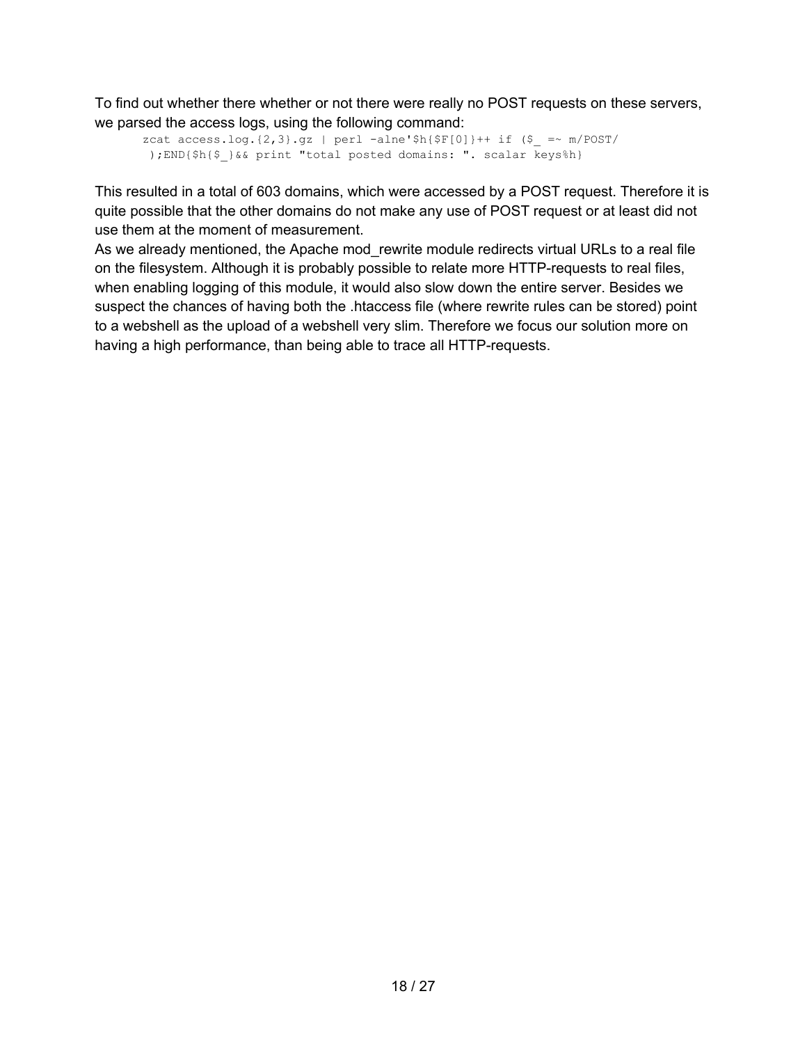To find out whether there whether or not there were really no POST requests on these servers, we parsed the access logs, using the following command:

```
zcat access.log.{2,3}.gz | perl -alne'$h{$F[0]}++ if ($_ =~ m/POST/
 );END{$h{$_}&& print "total posted domains: ". scalar keys%h}
```

This resulted in a total of 603 domains, which were accessed by a POST request. Therefore it is quite possible that the other domains do not make any use of POST request or at least did not use them at the moment of measurement.

As we already mentioned, the Apache mod_rewrite module redirects virtual URLs to a real file on the filesystem. Although it is probably possible to relate more HTTP-requests to real files, when enabling logging of this module, it would also slow down the entire server. Besides we suspect the chances of having both the .htaccess file (where rewrite rules can be stored) point to a webshell as the upload of a webshell very slim. Therefore we focus our solution more on having a high performance, than being able to trace all HTTP-requests.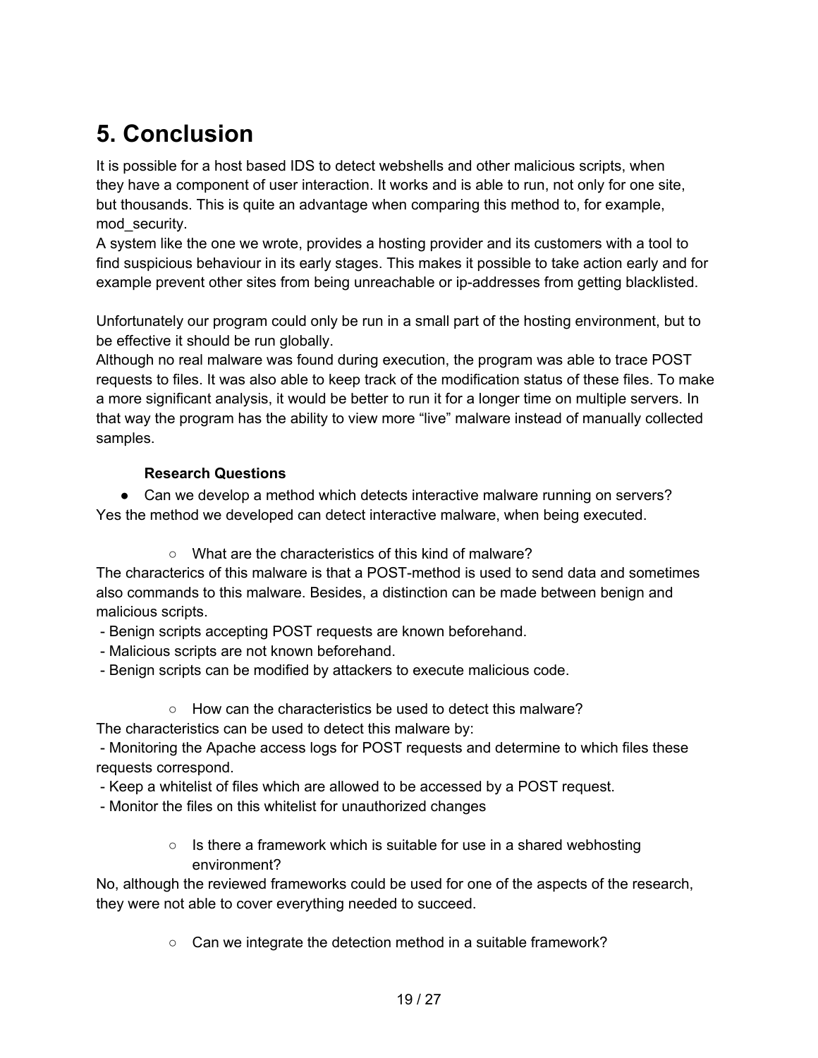# 5. Conclusion

It is possible for a host based IDS to detect webshells and other malicious scripts, when they have a component of user interaction. It works and is able to run, not only for one site, but thousands. This is quite an advantage when comparing this method to, for example, mod_security.
A system like the one we wrote, provides a hosting provider and its customers with a tool to find suspicious behaviour in its early stages. This makes it possible to take action early and for example prevent other sites from being unreachable or ip-addresses from getting blacklisted.

Unfortunately our program could only be run in a small part of the hosting environment, but to be effective it should be run globally.
Although no real malware was found during execution, the program was able to trace POST requests to files. It was also able to keep track of the modification status of these files. To make a more significant analysis, it would be better to run it for a longer time on multiple servers. In that way the program has the ability to view more "live" malware instead of manually collected samples.

**Research Questions**

- Can we develop a method which detects interactive malware running on servers?

Yes the method we developed can detect interactive malware, when being executed.

  - What are the characteristics of this kind of malware?

The characterics of this malware is that a POST-method is used to send data and sometimes also commands to this malware. Besides, a distinction can be made between benign and malicious scripts.
 - Benign scripts accepting POST requests are known beforehand.
 - Malicious scripts are not known beforehand.
 - Benign scripts can be modified by attackers to execute malicious code.

  - How can the characteristics be used to detect this malware?

The characteristics can be used to detect this malware by:
 - Monitoring the Apache access logs for POST requests and determine to which files these requests correspond.
 - Keep a whitelist of files which are allowed to be accessed by a POST request.
 - Monitor the files on this whitelist for unauthorized changes

  - Is there a framework which is suitable for use in a shared webhosting environment?

No, although the reviewed frameworks could be used for one of the aspects of the research, they were not able to cover everything needed to succeed.

  - Can we integrate the detection method in a suitable framework?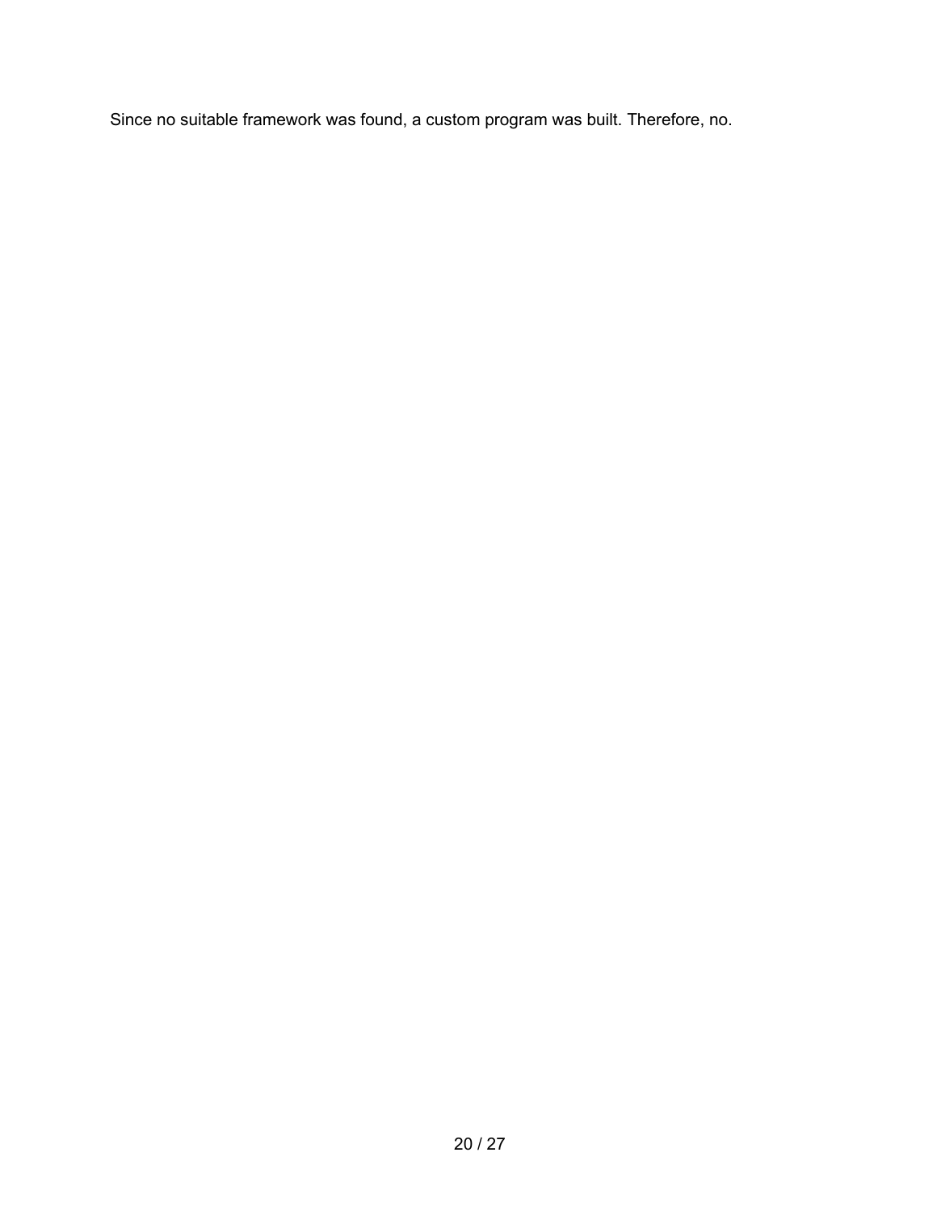Since no suitable framework was found, a custom program was built. Therefore, no.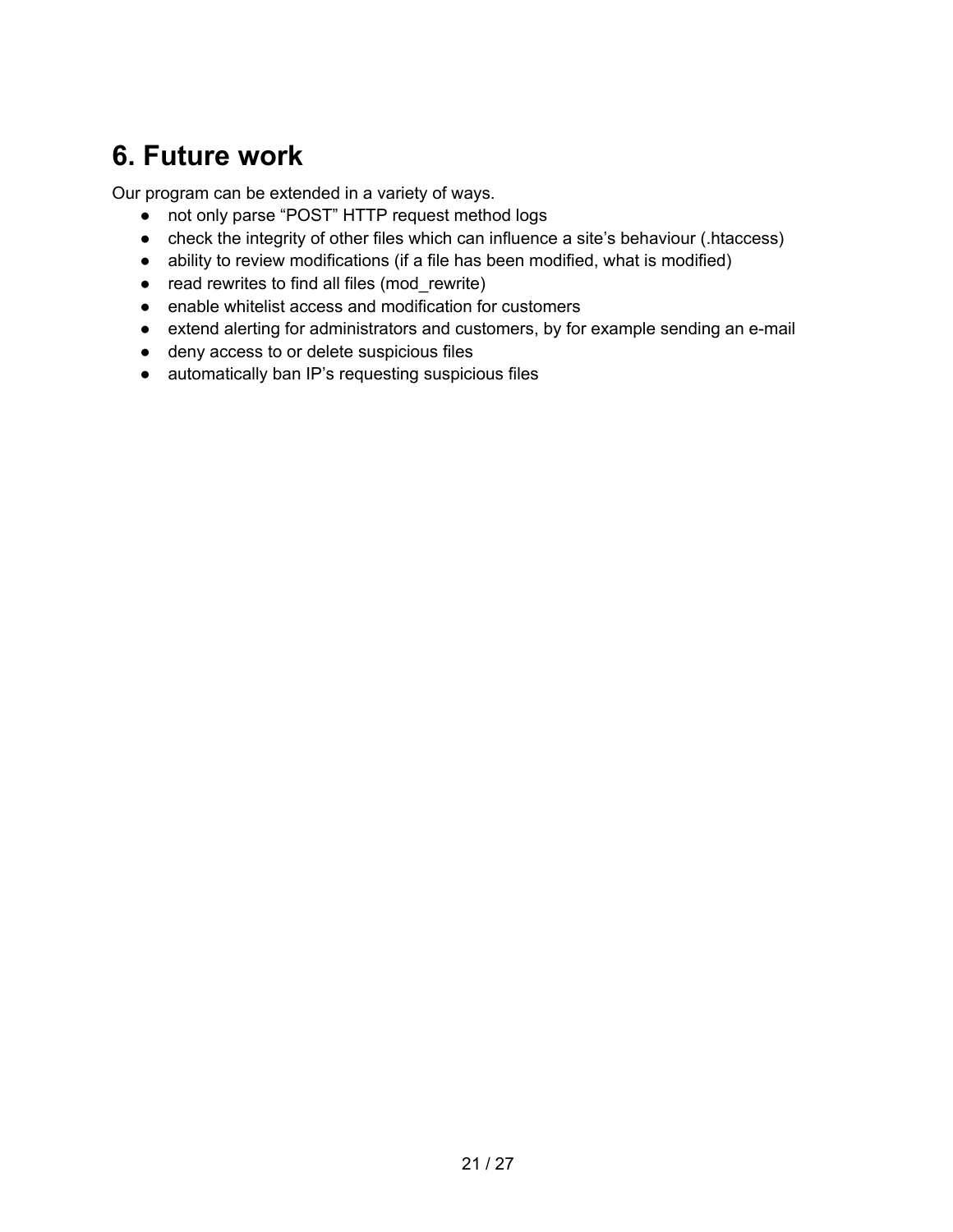# 6. Future work

Our program can be extended in a variety of ways.

- not only parse “POST” HTTP request method logs
- check the integrity of other files which can influence a site’s behaviour (.htaccess)
- ability to review modifications (if a file has been modified, what is modified)
- read rewrites to find all files (mod_rewrite)
- enable whitelist access and modification for customers
- extend alerting for administrators and customers, by for example sending an e-mail
- deny access to or delete suspicious files
- automatically ban IP’s requesting suspicious files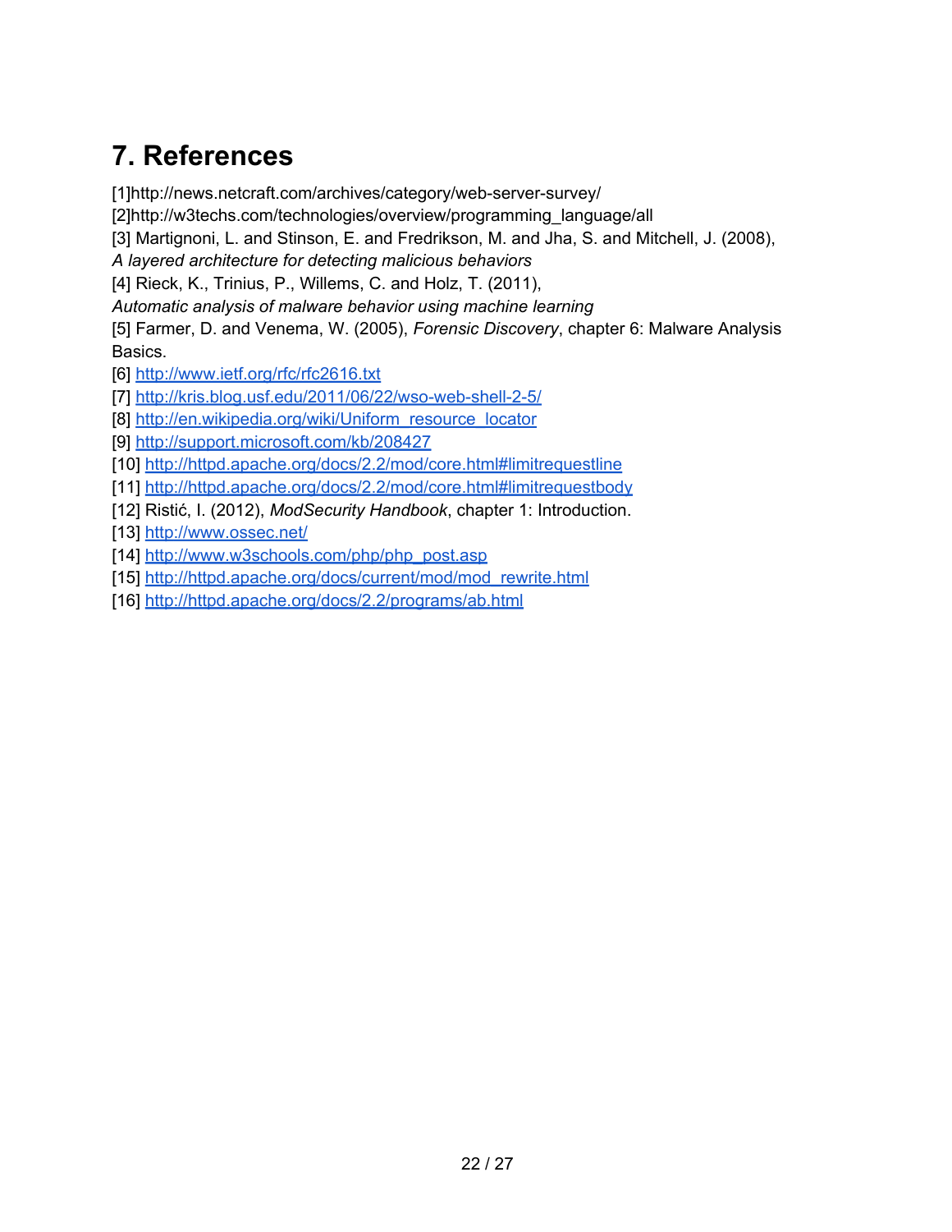# 7. References

[1]http://news.netcraft.com/archives/category/web-server-survey/
[2]http://w3techs.com/technologies/overview/programming_language/all
[3] Martignoni, L. and Stinson, E. and Fredrikson, M. and Jha, S. and Mitchell, J. (2008), *A layered architecture for detecting malicious behaviors*
[4] Rieck, K., Trinius, P., Willems, C. and Holz, T. (2011), *Automatic analysis of malware behavior using machine learning*
[5] Farmer, D. and Venema, W. (2005), *Forensic Discovery*, chapter 6: Malware Analysis Basics.
[6] http://www.ietf.org/rfc/rfc2616.txt
[7] http://kris.blog.usf.edu/2011/06/22/wso-web-shell-2-5/
[8] http://en.wikipedia.org/wiki/Uniform_resource_locator
[9] http://support.microsoft.com/kb/208427
[10] http://httpd.apache.org/docs/2.2/mod/core.html#limitrequestline
[11] http://httpd.apache.org/docs/2.2/mod/core.html#limitrequestbody
[12] Ristić, I. (2012), *ModSecurity Handbook*, chapter 1: Introduction.
[13] http://www.ossec.net/
[14] http://www.w3schools.com/php/php_post.asp
[15] http://httpd.apache.org/docs/current/mod/mod_rewrite.html
[16] http://httpd.apache.org/docs/2.2/programs/ab.html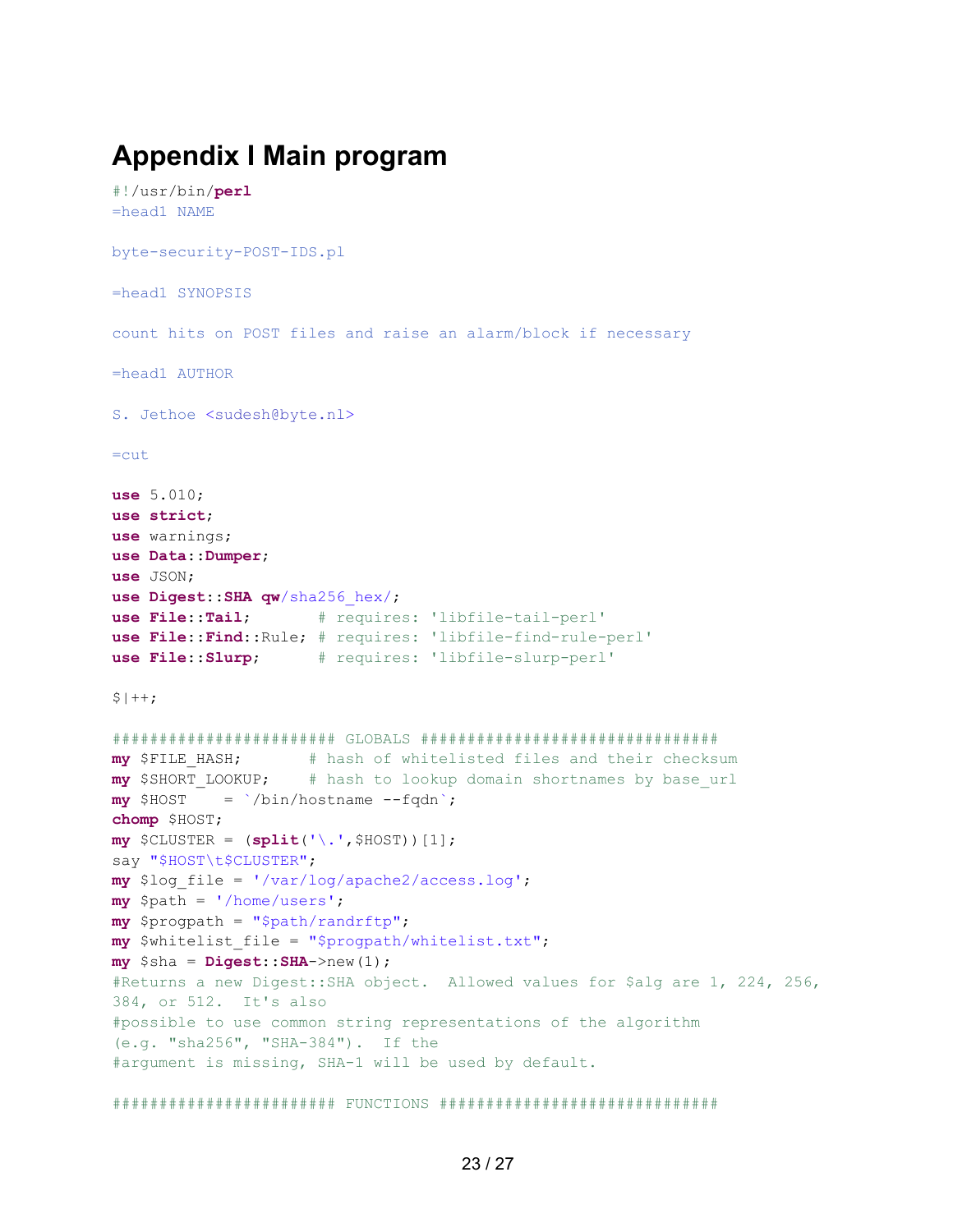# Appendix I Main program

```
#!/usr/bin/perl
=head1 NAME

byte-security-POST-IDS.pl

=head1 SYNOPSIS

count hits on POST files and raise an alarm/block if necessary

=head1 AUTHOR

S. Jethoe <sudesh@byte.nl>

=cut

use 5.010;
use strict;
use warnings;
use Data::Dumper;
use JSON;
use Digest::SHA qw/sha256_hex/;
use File::Tail;       # requires: 'libfile-tail-perl'
use File::Find::Rule; # requires: 'libfile-find-rule-perl'
use File::Slurp;      # requires: 'libfile-slurp-perl'

$|++;

####################### GLOBALS ###############################
my $FILE_HASH;       # hash of whitelisted files and their checksum
my $SHORT_LOOKUP;    # hash to lookup domain shortnames by base_url
my $HOST    = `/bin/hostname --fqdn`;
chomp $HOST;
my $CLUSTER = (split('\.',$HOST))[1];
say "$HOST\t$CLUSTER";
my $log_file = '/var/log/apache2/access.log';
my $path = '/home/users';
my $progpath = "$path/randrftp";
my $whitelist_file = "$progpath/whitelist.txt";
my $sha = Digest::SHA->new(1);
#Returns a new Digest::SHA object.  Allowed values for $alg are 1, 224, 256,
384, or 512.  It's also
#possible to use common string representations of the algorithm
(e.g. "sha256", "SHA-384").  If the
#argument is missing, SHA-1 will be used by default.

####################### FUNCTIONS #############################
```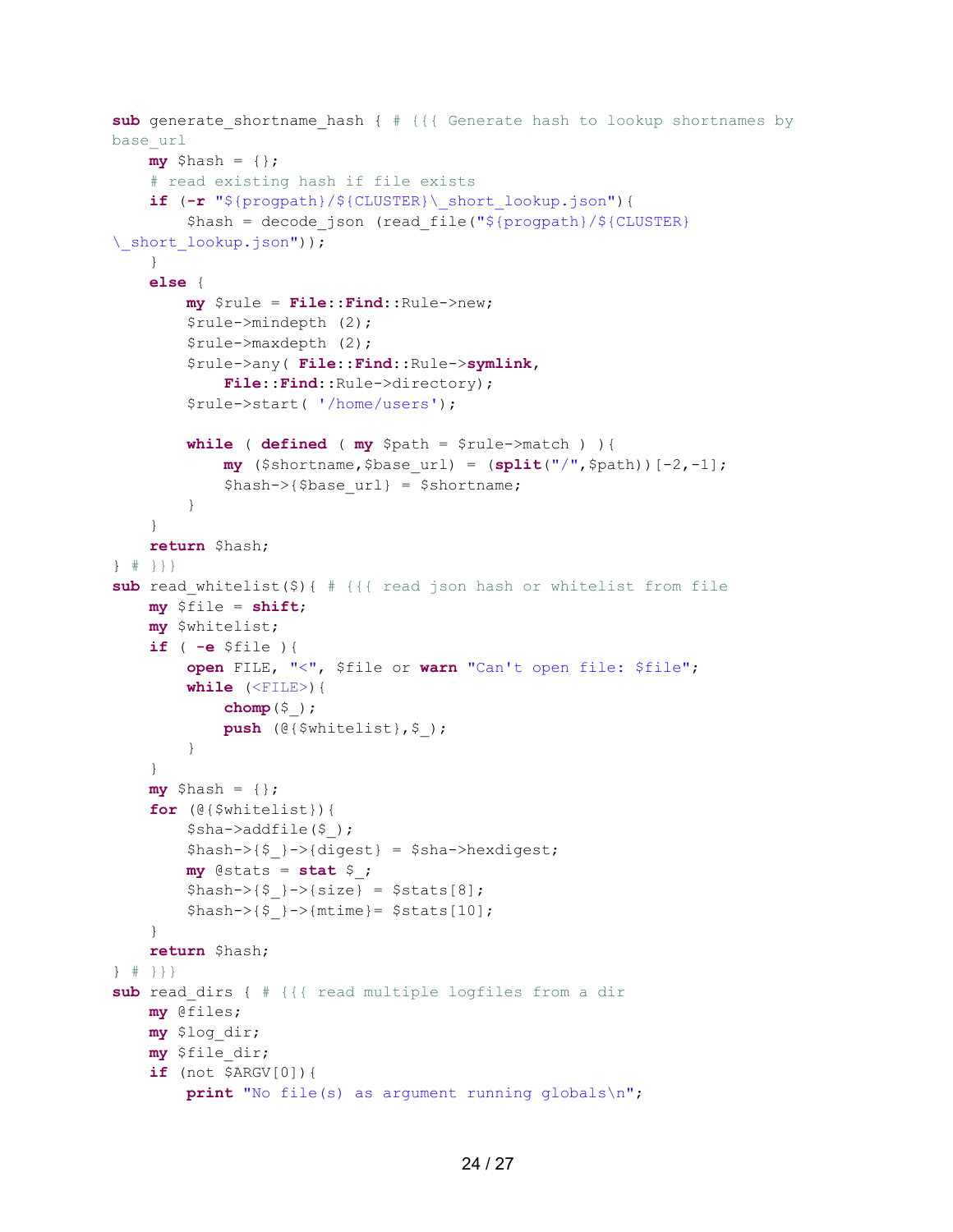```perl
sub generate_shortname_hash { # {{{ Generate hash to lookup shortnames by base_url
    my $hash = {};
    # read existing hash if file exists
    if (-r "${progpath}/${CLUSTER}\_short_lookup.json"){
        $hash = decode_json (read_file("${progpath}/${CLUSTER}\_short_lookup.json"));
    }
    else {
        my $rule = File::Find::Rule->new;
        $rule->mindepth (2);
        $rule->maxdepth (2);
        $rule->any( File::Find::Rule->symlink,
            File::Find::Rule->directory);
        $rule->start( '/home/users');

        while ( defined ( my $path = $rule->match ) ){
            my ($shortname,$base_url) = (split("/",$path))[-2,-1];
            $hash->{$base_url} = $shortname;
        }
    }
    return $hash;
} # }}}
sub read_whitelist($){ # {{{ read json hash or whitelist from file
    my $file = shift;
    my $whitelist;
    if ( -e $file ){
        open FILE, "<", $file or warn "Can't open file: $file";
        while (<FILE>){
            chomp($_);
            push (@{$whitelist},$_);
        }
    }
    my $hash = {};
    for (@{$whitelist}){
        $sha->addfile($_);
        $hash->{$_}->{digest} = $sha->hexdigest;
        my @stats = stat $_;
        $hash->{$_}->{size} = $stats[8];
        $hash->{$_}->{mtime}= $stats[10];
    }
    return $hash;
} # }}}
sub read_dirs { # {{{ read multiple logfiles from a dir
    my @files;
    my $log_dir;
    my $file_dir;
    if (not $ARGV[0]){
        print "No file(s) as argument running globals\n";
```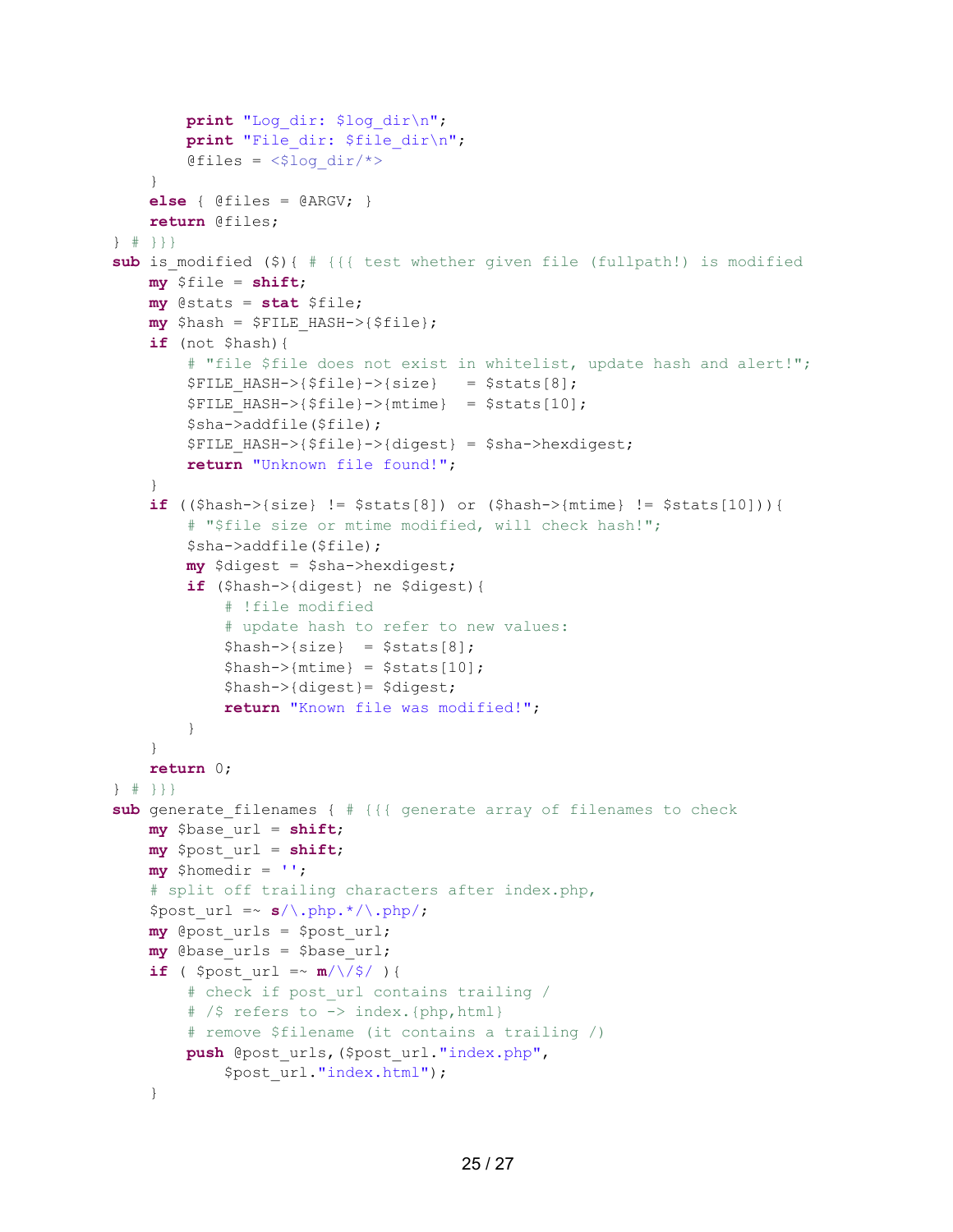```perl
        print "Log_dir: $log_dir\n";
        print "File_dir: $file_dir\n";
        @files = <$log_dir/*>
    }
    else { @files = @ARGV; }
    return @files;
} # }}}
sub is_modified ($){ # {{{ test whether given file (fullpath!) is modified
    my $file = shift;
    my @stats = stat $file;
    my $hash = $FILE_HASH->{$file};
    if (not $hash){
        # "file $file does not exist in whitelist, update hash and alert!";
        $FILE_HASH->{$file}->{size}   = $stats[8];
        $FILE_HASH->{$file}->{mtime}  = $stats[10];
        $sha->addfile($file);
        $FILE_HASH->{$file}->{digest} = $sha->hexdigest;
        return "Unknown file found!";
    }
    if (($hash->{size} != $stats[8]) or ($hash->{mtime} != $stats[10])){
        # "$file size or mtime modified, will check hash!";
        $sha->addfile($file);
        my $digest = $sha->hexdigest;
        if ($hash->{digest} ne $digest){
            # !file modified
            # update hash to refer to new values:
            $hash->{size}  = $stats[8];
            $hash->{mtime} = $stats[10];
            $hash->{digest}= $digest;
            return "Known file was modified!";
        }
    }
    return 0;
} # }}}
sub generate_filenames { # {{{ generate array of filenames to check
    my $base_url = shift;
    my $post_url = shift;
    my $homedir = '';
    # split off trailing characters after index.php,
    $post_url =~ s/\.php.*/\.php/;
    my @post_urls = $post_url;
    my @base_urls = $base_url;
    if ( $post_url =~ m/\/$/ ){
        # check if post_url contains trailing /
        # /$ refers to -> index.{php,html}
        # remove $filename (it contains a trailing /)
        push @post_urls,($post_url."index.php",
            $post_url."index.html");
    }
```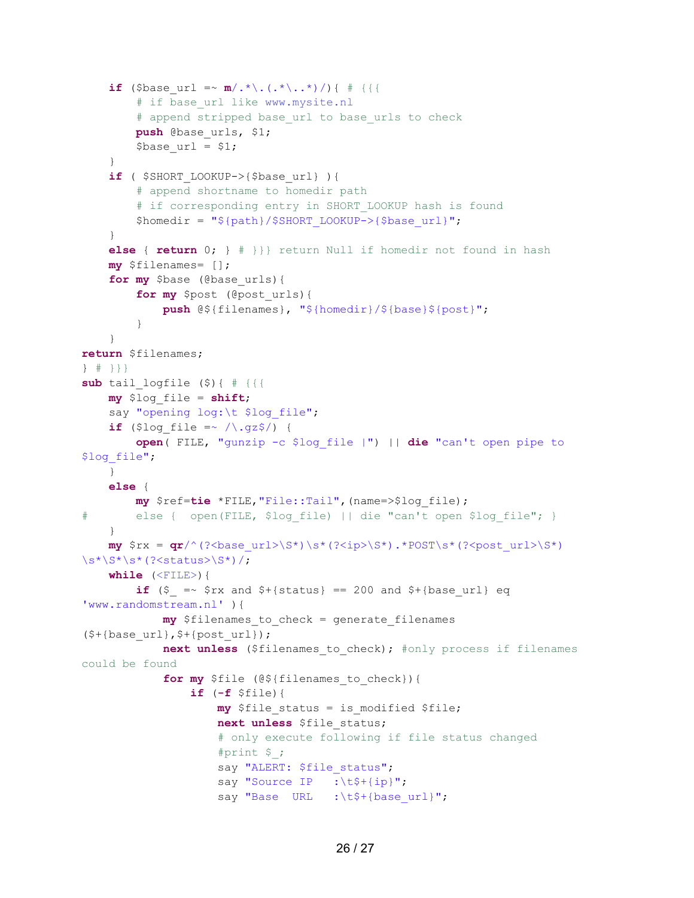```
    if ($base_url =~ m/.*\.(.*\..*)/){ # {{{
        # if base_url like www.mysite.nl
        # append stripped base_url to base_urls to check
        push @base_urls, $1;
        $base_url = $1;
    }
    if ( $SHORT_LOOKUP->{$base_url} ){
        # append shortname to homedir path
        # if corresponding entry in SHORT_LOOKUP hash is found
        $homedir = "${path}/$SHORT_LOOKUP->{$base_url}";
    }
    else { return 0; } # }}} return Null if homedir not found in hash
    my $filenames= [];
    for my $base (@base_urls){
        for my $post (@post_urls){
            push @${filenames}, "${homedir}/${base}${post}";
        }
    }
return $filenames;
} # }}}
sub tail_logfile ($){ # {{{
    my $log_file = shift;
    say "opening log:\t $log_file";
    if ($log_file =~ /\.gz$/) {
        open( FILE, "gunzip -c $log_file |") || die "can't open pipe to
$log_file";
    }
    else {
        my $ref=tie *FILE,"File::Tail",(name=>$log_file);
#       else {  open(FILE, $log_file) || die "can't open $log_file"; }
    }
    my $rx = qr/^(?<base_url>\S*)\s*(?<ip>\S*).*POST\s*(?<post_url>\S*)
\s*\S*\s*(?<status>\S*)/;
    while (<FILE>){
        if ($_ =~ $rx and $+{status} == 200 and $+{base_url} eq
'www.randomstream.nl' ){
            my $filenames_to_check = generate_filenames
($+{base_url},$+{post_url});
            next unless ($filenames_to_check); #only process if filenames
could be found
            for my $file (@${filenames_to_check}){
                if (-f $file){
                    my $file_status = is_modified $file;
                    next unless $file_status;
                    # only execute following if file status changed
                    #print $_;
                    say "ALERT: $file_status";
                    say "Source IP   :\t$+{ip}";
                    say "Base  URL   :\t$+{base_url}";
```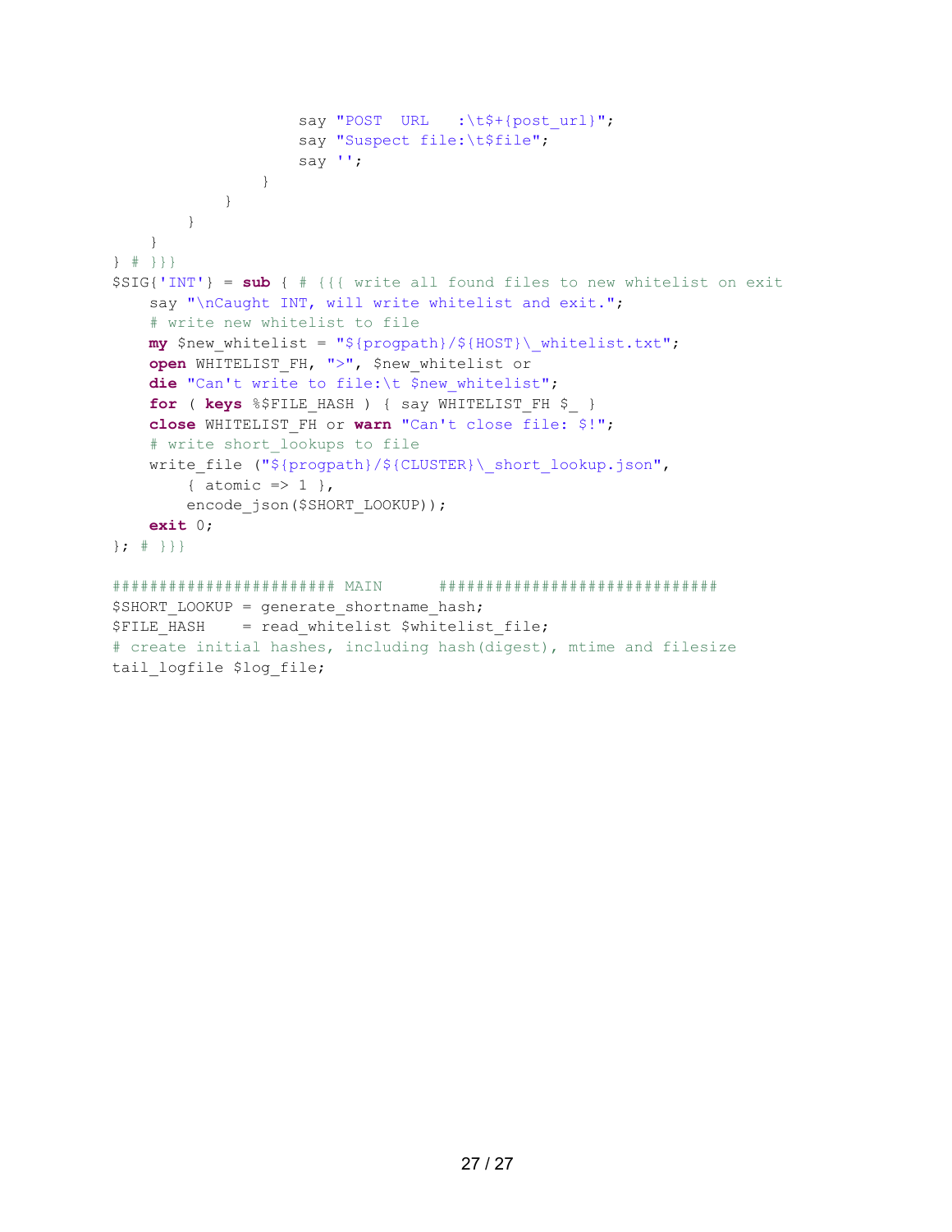```
                    say "POST  URL   :\t$+{post_url}";
                    say "Suspect file:\t$file";
                    say '';
                }
            }
        }
    }
} # }}}
$SIG{'INT'} = sub { # {{{ write all found files to new whitelist on exit
    say "\nCaught INT, will write whitelist and exit.";
    # write new whitelist to file
    my $new_whitelist = "${progpath}/${HOST}\_whitelist.txt";
    open WHITELIST_FH, ">", $new_whitelist or
    die "Can't write to file:\t $new_whitelist";
    for ( keys %$FILE_HASH ) { say WHITELIST_FH $_ }
    close WHITELIST_FH or warn "Can't close file: $!";
    # write short_lookups to file
    write_file ("${progpath}/${CLUSTER}\_short_lookup.json",
        { atomic => 1 },
        encode_json($SHORT_LOOKUP));
    exit 0;
}; # }}}

######################## MAIN      ##############################
$SHORT_LOOKUP = generate_shortname_hash;
$FILE_HASH    = read_whitelist $whitelist_file;
# create initial hashes, including hash(digest), mtime and filesize
tail_logfile $log_file;
```